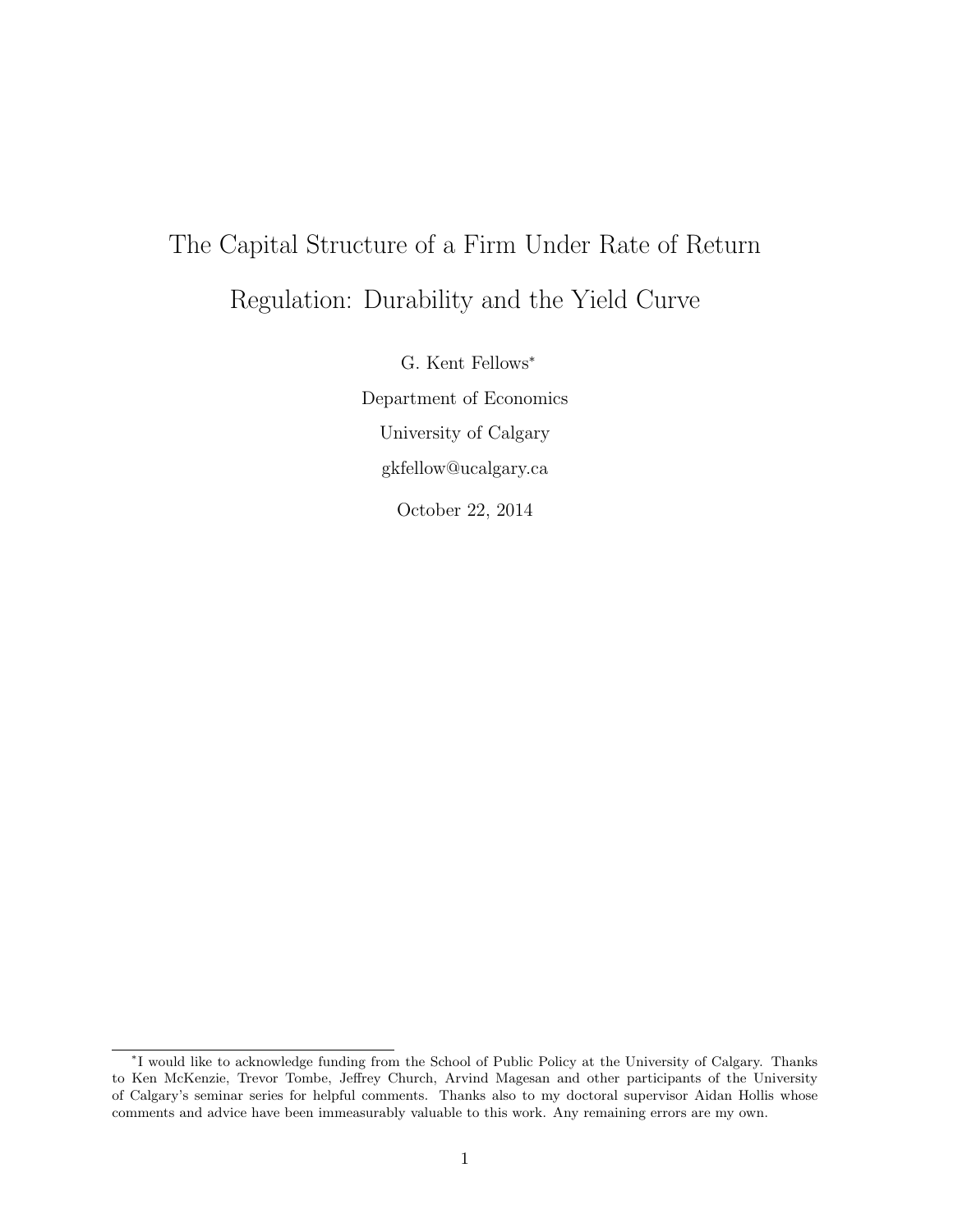# The Capital Structure of a Firm Under Rate of Return Regulation: Durability and the Yield Curve

G. Kent Fellows*

Department of Economics

University of Calgary

gkfellow@ucalgary.ca

October 22, 2014

---

*I would like to acknowledge funding from the School of Public Policy at the University of Calgary. Thanks to Ken McKenzie, Trevor Tombe, Jeffrey Church, Arvind Magesan and other participants of the University of Calgary's seminar series for helpful comments. Thanks also to my doctoral supervisor Aidan Hollis whose comments and advice have been immeasurably valuable to this work. Any remaining errors are my own.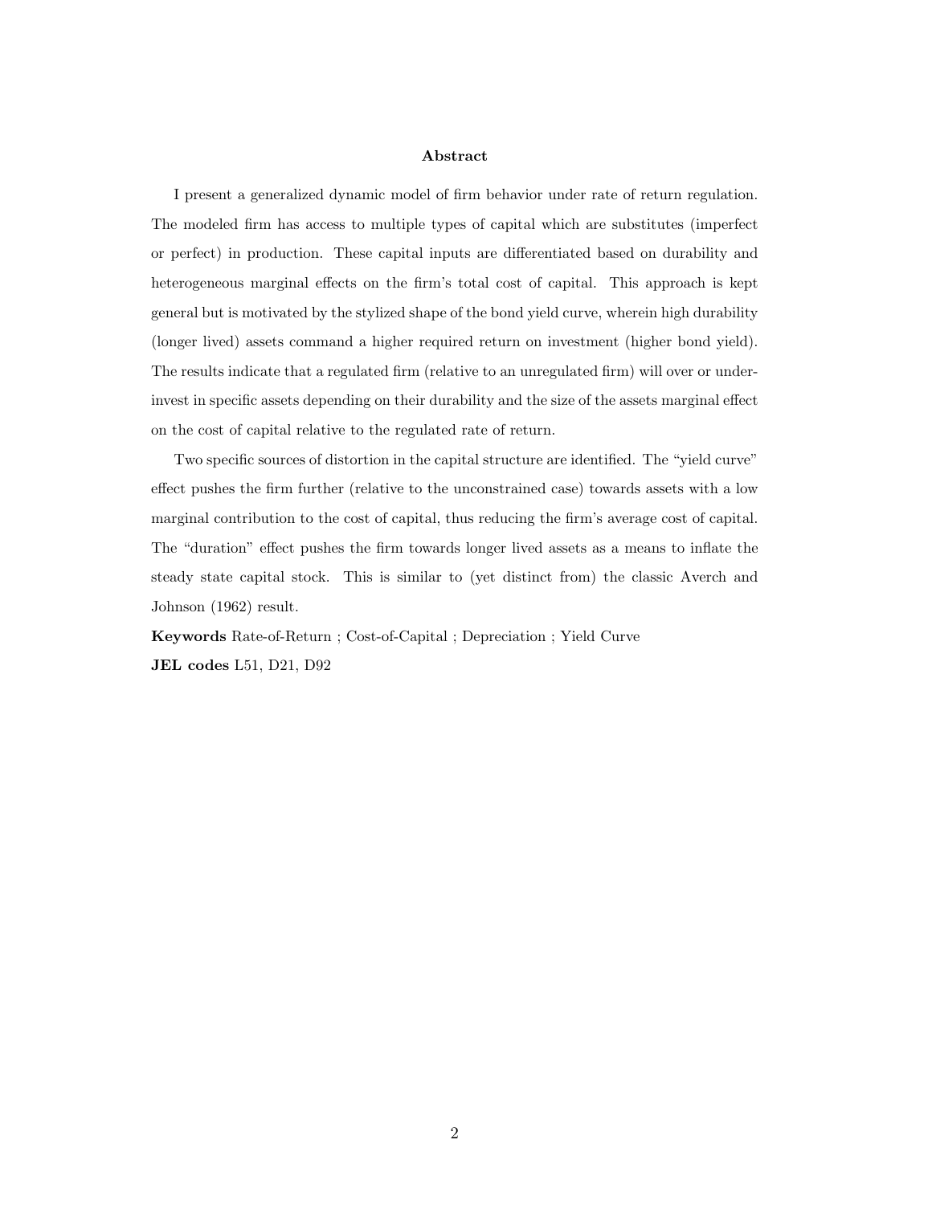## Abstract

I present a generalized dynamic model of firm behavior under rate of return regulation. The modeled firm has access to multiple types of capital which are substitutes (imperfect or perfect) in production. These capital inputs are differentiated based on durability and heterogeneous marginal effects on the firm's total cost of capital. This approach is kept general but is motivated by the stylized shape of the bond yield curve, wherein high durability (longer lived) assets command a higher required return on investment (higher bond yield). The results indicate that a regulated firm (relative to an unregulated firm) will over or under-invest in specific assets depending on their durability and the size of the assets marginal effect on the cost of capital relative to the regulated rate of return.

Two specific sources of distortion in the capital structure are identified. The "yield curve" effect pushes the firm further (relative to the unconstrained case) towards assets with a low marginal contribution to the cost of capital, thus reducing the firm's average cost of capital. The "duration" effect pushes the firm towards longer lived assets as a means to inflate the steady state capital stock. This is similar to (yet distinct from) the classic Averch and Johnson (1962) result.

**Keywords** Rate-of-Return ; Cost-of-Capital ; Depreciation ; Yield Curve

**JEL codes** L51, D21, D92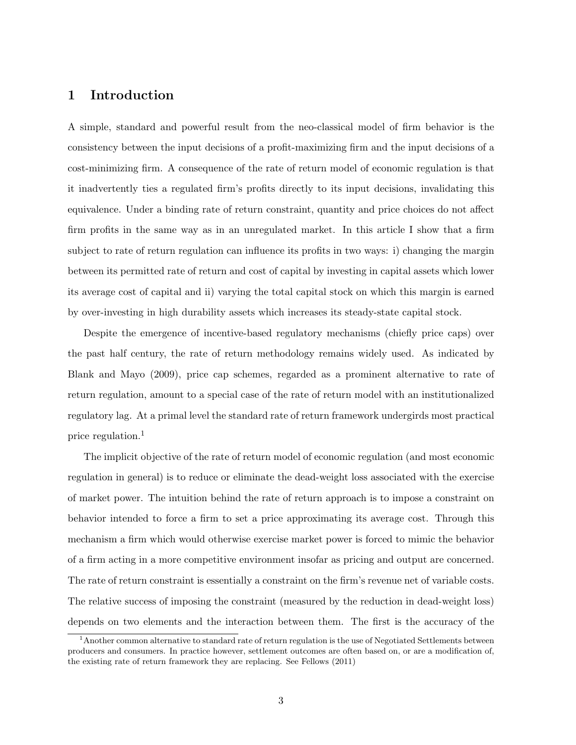# 1 Introduction

A simple, standard and powerful result from the neo-classical model of firm behavior is the consistency between the input decisions of a profit-maximizing firm and the input decisions of a cost-minimizing firm. A consequence of the rate of return model of economic regulation is that it inadvertently ties a regulated firm's profits directly to its input decisions, invalidating this equivalence. Under a binding rate of return constraint, quantity and price choices do not affect firm profits in the same way as in an unregulated market. In this article I show that a firm subject to rate of return regulation can influence its profits in two ways: i) changing the margin between its permitted rate of return and cost of capital by investing in capital assets which lower its average cost of capital and ii) varying the total capital stock on which this margin is earned by over-investing in high durability assets which increases its steady-state capital stock.

Despite the emergence of incentive-based regulatory mechanisms (chiefly price caps) over the past half century, the rate of return methodology remains widely used. As indicated by Blank and Mayo (2009), price cap schemes, regarded as a prominent alternative to rate of return regulation, amount to a special case of the rate of return model with an institutionalized regulatory lag. At a primal level the standard rate of return framework undergirds most practical price regulation.[1]

The implicit objective of the rate of return model of economic regulation (and most economic regulation in general) is to reduce or eliminate the dead-weight loss associated with the exercise of market power. The intuition behind the rate of return approach is to impose a constraint on behavior intended to force a firm to set a price approximating its average cost. Through this mechanism a firm which would otherwise exercise market power is forced to mimic the behavior of a firm acting in a more competitive environment insofar as pricing and output are concerned. The rate of return constraint is essentially a constraint on the firm's revenue net of variable costs. The relative success of imposing the constraint (measured by the reduction in dead-weight loss) depends on two elements and the interaction between them. The first is the accuracy of the

[1] Another common alternative to standard rate of return regulation is the use of Negotiated Settlements between producers and consumers. In practice however, settlement outcomes are often based on, or are a modification of, the existing rate of return framework they are replacing. See Fellows (2011)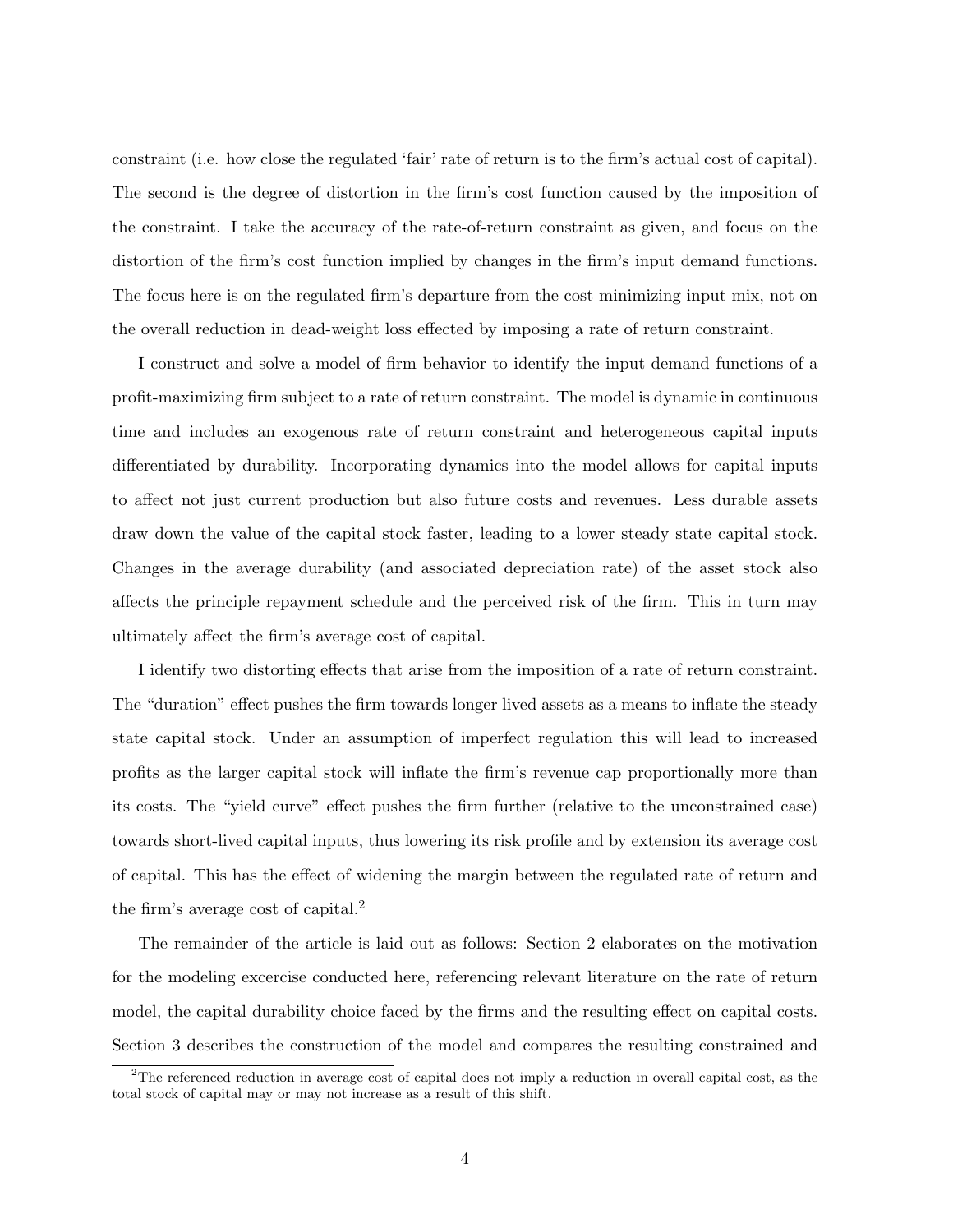constraint (i.e. how close the regulated 'fair' rate of return is to the firm's actual cost of capital). The second is the degree of distortion in the firm's cost function caused by the imposition of the constraint. I take the accuracy of the rate-of-return constraint as given, and focus on the distortion of the firm's cost function implied by changes in the firm's input demand functions. The focus here is on the regulated firm's departure from the cost minimizing input mix, not on the overall reduction in dead-weight loss effected by imposing a rate of return constraint.

I construct and solve a model of firm behavior to identify the input demand functions of a profit-maximizing firm subject to a rate of return constraint. The model is dynamic in continuous time and includes an exogenous rate of return constraint and heterogeneous capital inputs differentiated by durability. Incorporating dynamics into the model allows for capital inputs to affect not just current production but also future costs and revenues. Less durable assets draw down the value of the capital stock faster, leading to a lower steady state capital stock. Changes in the average durability (and associated depreciation rate) of the asset stock also affects the principle repayment schedule and the perceived risk of the firm. This in turn may ultimately affect the firm's average cost of capital.

I identify two distorting effects that arise from the imposition of a rate of return constraint. The "duration" effect pushes the firm towards longer lived assets as a means to inflate the steady state capital stock. Under an assumption of imperfect regulation this will lead to increased profits as the larger capital stock will inflate the firm's revenue cap proportionally more than its costs. The "yield curve" effect pushes the firm further (relative to the unconstrained case) towards short-lived capital inputs, thus lowering its risk profile and by extension its average cost of capital. This has the effect of widening the margin between the regulated rate of return and the firm's average cost of capital.[2]

The remainder of the article is laid out as follows: Section 2 elaborates on the motivation for the modeling excercise conducted here, referencing relevant literature on the rate of return model, the capital durability choice faced by the firms and the resulting effect on capital costs. Section 3 describes the construction of the model and compares the resulting constrained and

[2] The referenced reduction in average cost of capital does not imply a reduction in overall capital cost, as the total stock of capital may or may not increase as a result of this shift.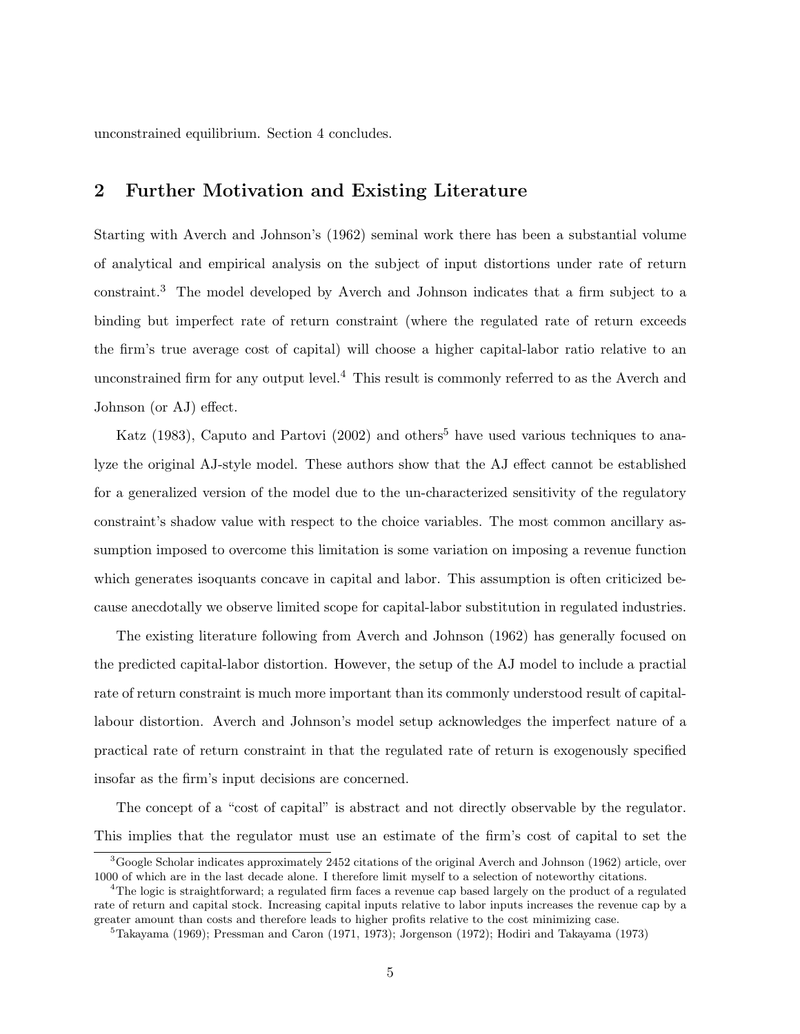unconstrained equilibrium. Section 4 concludes.

## 2 Further Motivation and Existing Literature

Starting with Averch and Johnson's (1962) seminal work there has been a substantial volume of analytical and empirical analysis on the subject of input distortions under rate of return constraint.[3] The model developed by Averch and Johnson indicates that a firm subject to a binding but imperfect rate of return constraint (where the regulated rate of return exceeds the firm's true average cost of capital) will choose a higher capital-labor ratio relative to an unconstrained firm for any output level.[4] This result is commonly referred to as the Averch and Johnson (or AJ) effect.

Katz (1983), Caputo and Partovi (2002) and others[5] have used various techniques to analyze the original AJ-style model. These authors show that the AJ effect cannot be established for a generalized version of the model due to the un-characterized sensitivity of the regulatory constraint's shadow value with respect to the choice variables. The most common ancillary assumption imposed to overcome this limitation is some variation on imposing a revenue function which generates isoquants concave in capital and labor. This assumption is often criticized because anecdotally we observe limited scope for capital-labor substitution in regulated industries.

The existing literature following from Averch and Johnson (1962) has generally focused on the predicted capital-labor distortion. However, the setup of the AJ model to include a practial rate of return constraint is much more important than its commonly understood result of capital-labour distortion. Averch and Johnson's model setup acknowledges the imperfect nature of a practical rate of return constraint in that the regulated rate of return is exogenously specified insofar as the firm's input decisions are concerned.

The concept of a "cost of capital" is abstract and not directly observable by the regulator. This implies that the regulator must use an estimate of the firm's cost of capital to set the

---

[3] Google Scholar indicates approximately 2452 citations of the original Averch and Johnson (1962) article, over 1000 of which are in the last decade alone. I therefore limit myself to a selection of noteworthy citations.

[4] The logic is straightforward; a regulated firm faces a revenue cap based largely on the product of a regulated rate of return and capital stock. Increasing capital inputs relative to labor inputs increases the revenue cap by a greater amount than costs and therefore leads to higher profits relative to the cost minimizing case.

[5] Takayama (1969); Pressman and Caron (1971, 1973); Jorgenson (1972); Hodiri and Takayama (1973)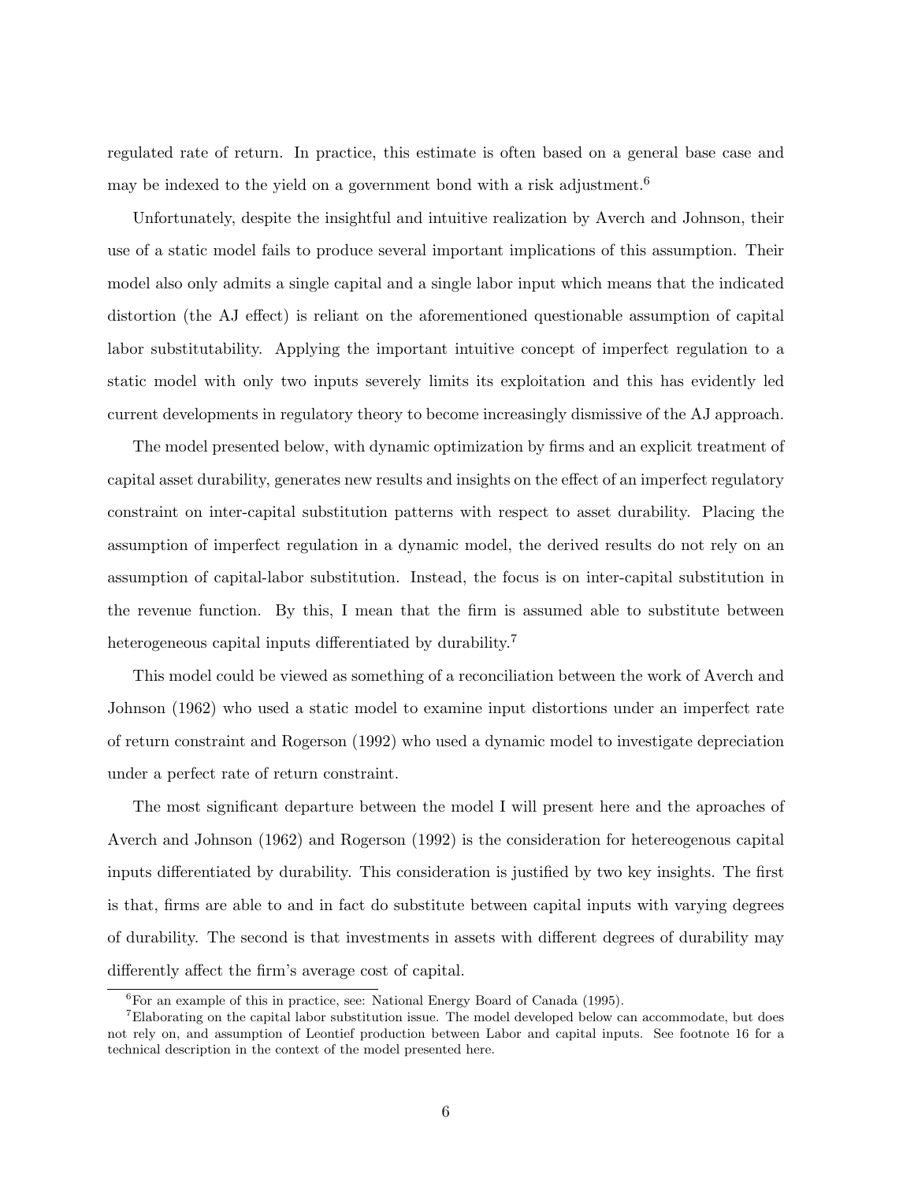regulated rate of return. In practice, this estimate is often based on a general base case and may be indexed to the yield on a government bond with a risk adjustment.[6]

Unfortunately, despite the insightful and intuitive realization by Averch and Johnson, their use of a static model fails to produce several important implications of this assumption. Their model also only admits a single capital and a single labor input which means that the indicated distortion (the AJ effect) is reliant on the aforementioned questionable assumption of capital labor substitutability. Applying the important intuitive concept of imperfect regulation to a static model with only two inputs severely limits its exploitation and this has evidently led current developments in regulatory theory to become increasingly dismissive of the AJ approach.

The model presented below, with dynamic optimization by firms and an explicit treatment of capital asset durability, generates new results and insights on the effect of an imperfect regulatory constraint on inter-capital substitution patterns with respect to asset durability. Placing the assumption of imperfect regulation in a dynamic model, the derived results do not rely on an assumption of capital-labor substitution. Instead, the focus is on inter-capital substitution in the revenue function. By this, I mean that the firm is assumed able to substitute between heterogeneous capital inputs differentiated by durability.[7]

This model could be viewed as something of a reconciliation between the work of Averch and Johnson (1962) who used a static model to examine input distortions under an imperfect rate of return constraint and Rogerson (1992) who used a dynamic model to investigate depreciation under a perfect rate of return constraint.

The most significant departure between the model I will present here and the aproaches of Averch and Johnson (1962) and Rogerson (1992) is the consideration for hetereogenous capital inputs differentiated by durability. This consideration is justified by two key insights. The first is that, firms are able to and in fact do substitute between capital inputs with varying degrees of durability. The second is that investments in assets with different degrees of durability may differently affect the firm's average cost of capital.

[6]For an example of this in practice, see: National Energy Board of Canada (1995).

[7]Elaborating on the capital labor substitution issue. The model developed below can accommodate, but does not rely on, and assumption of Leontief production between Labor and capital inputs. See footnote 16 for a technical description in the context of the model presented here.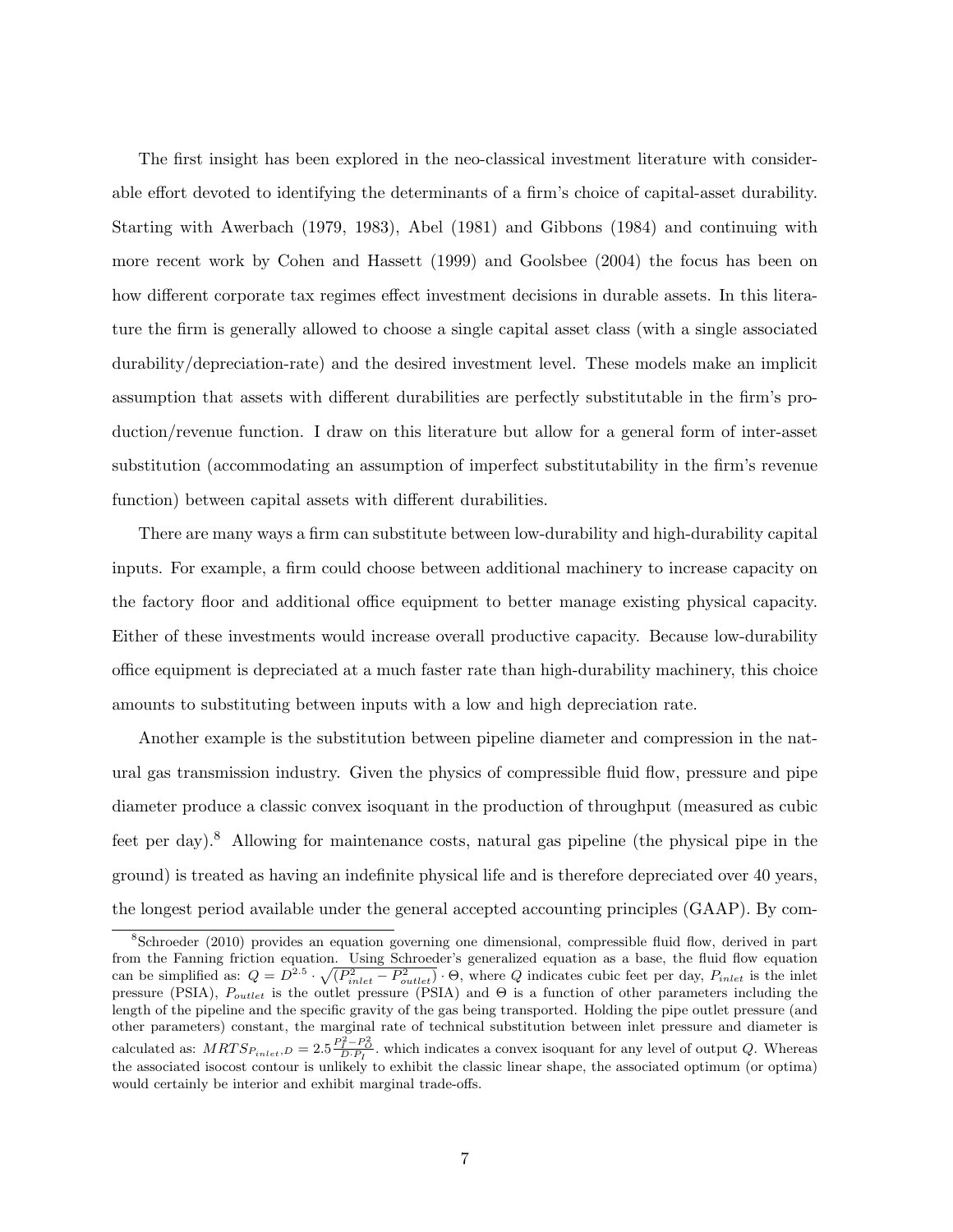The first insight has been explored in the neo-classical investment literature with considerable effort devoted to identifying the determinants of a firm's choice of capital-asset durability. Starting with Awerbach (1979, 1983), Abel (1981) and Gibbons (1984) and continuing with more recent work by Cohen and Hassett (1999) and Goolsbee (2004) the focus has been on how different corporate tax regimes effect investment decisions in durable assets. In this literature the firm is generally allowed to choose a single capital asset class (with a single associated durability/depreciation-rate) and the desired investment level. These models make an implicit assumption that assets with different durabilities are perfectly substitutable in the firm's production/revenue function. I draw on this literature but allow for a general form of inter-asset substitution (accommodating an assumption of imperfect substitutability in the firm's revenue function) between capital assets with different durabilities.

There are many ways a firm can substitute between low-durability and high-durability capital inputs. For example, a firm could choose between additional machinery to increase capacity on the factory floor and additional office equipment to better manage existing physical capacity. Either of these investments would increase overall productive capacity. Because low-durability office equipment is depreciated at a much faster rate than high-durability machinery, this choice amounts to substituting between inputs with a low and high depreciation rate.

Another example is the substitution between pipeline diameter and compression in the natural gas transmission industry. Given the physics of compressible fluid flow, pressure and pipe diameter produce a classic convex isoquant in the production of throughput (measured as cubic feet per day).[8] Allowing for maintenance costs, natural gas pipeline (the physical pipe in the ground) is treated as having an indefinite physical life and is therefore depreciated over 40 years, the longest period available under the general accepted accounting principles (GAAP). By com-

---

[8] Schroeder (2010) provides an equation governing one dimensional, compressible fluid flow, derived in part from the Fanning friction equation. Using Schroeder's generalized equation as a base, the fluid flow equation can be simplified as: $Q = D^{2.5} \cdot \sqrt{(P_{inlet}^2 - P_{outlet}^2)} \cdot \Theta$, where $Q$ indicates cubic feet per day, $P_{inlet}$ is the inlet pressure (PSIA), $P_{outlet}$ is the outlet pressure (PSIA) and $\Theta$ is a function of other parameters including the length of the pipeline and the specific gravity of the gas being transported. Holding the pipe outlet pressure (and other parameters) constant, the marginal rate of technical substitution between inlet pressure and diameter is calculated as: $MRTS_{P_{inlet},D} = 2.5\frac{P_I^2 - P_O^2}{D \cdot P_I}$. which indicates a convex isoquant for any level of output $Q$. Whereas the associated isocost contour is unlikely to exhibit the classic linear shape, the associated optimum (or optima) would certainly be interior and exhibit marginal trade-offs.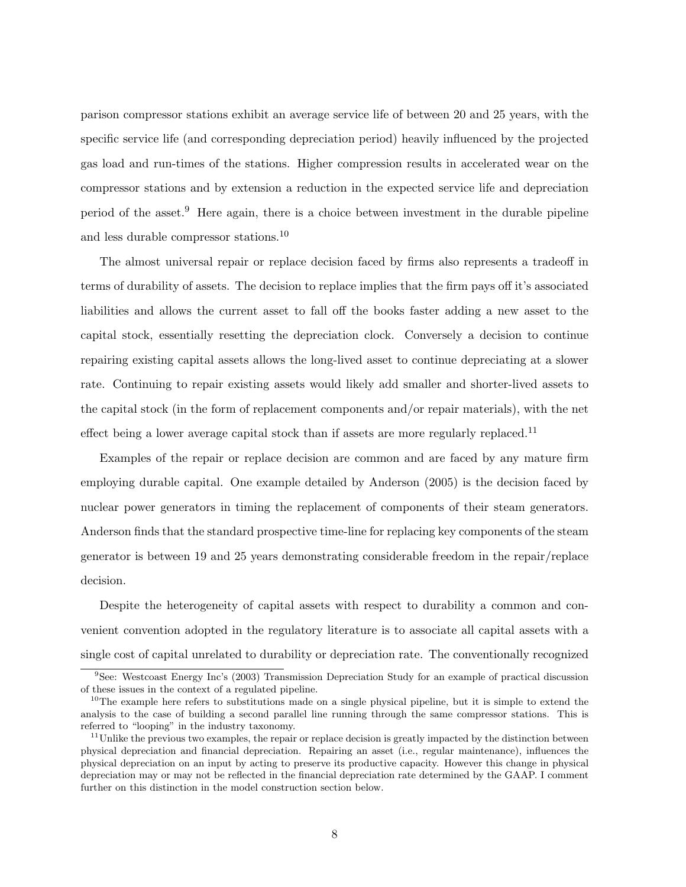parison compressor stations exhibit an average service life of between 20 and 25 years, with the specific service life (and corresponding depreciation period) heavily influenced by the projected gas load and run-times of the stations. Higher compression results in accelerated wear on the compressor stations and by extension a reduction in the expected service life and depreciation period of the asset.[9] Here again, there is a choice between investment in the durable pipeline and less durable compressor stations.[10]

The almost universal repair or replace decision faced by firms also represents a tradeoff in terms of durability of assets. The decision to replace implies that the firm pays off it's associated liabilities and allows the current asset to fall off the books faster adding a new asset to the capital stock, essentially resetting the depreciation clock. Conversely a decision to continue repairing existing capital assets allows the long-lived asset to continue depreciating at a slower rate. Continuing to repair existing assets would likely add smaller and shorter-lived assets to the capital stock (in the form of replacement components and/or repair materials), with the net effect being a lower average capital stock than if assets are more regularly replaced.[11]

Examples of the repair or replace decision are common and are faced by any mature firm employing durable capital. One example detailed by Anderson (2005) is the decision faced by nuclear power generators in timing the replacement of components of their steam generators. Anderson finds that the standard prospective time-line for replacing key components of the steam generator is between 19 and 25 years demonstrating considerable freedom in the repair/replace decision.

Despite the heterogeneity of capital assets with respect to durability a common and convenient convention adopted in the regulatory literature is to associate all capital assets with a single cost of capital unrelated to durability or depreciation rate. The conventionally recognized

[9] See: Westcoast Energy Inc's (2003) Transmission Depreciation Study for an example of practical discussion of these issues in the context of a regulated pipeline.

[10] The example here refers to substitutions made on a single physical pipeline, but it is simple to extend the analysis to the case of building a second parallel line running through the same compressor stations. This is referred to "looping" in the industry taxonomy.

[11] Unlike the previous two examples, the repair or replace decision is greatly impacted by the distinction between physical depreciation and financial depreciation. Repairing an asset (i.e., regular maintenance), influences the physical depreciation on an input by acting to preserve its productive capacity. However this change in physical depreciation may or may not be reflected in the financial depreciation rate determined by the GAAP. I comment further on this distinction in the model construction section below.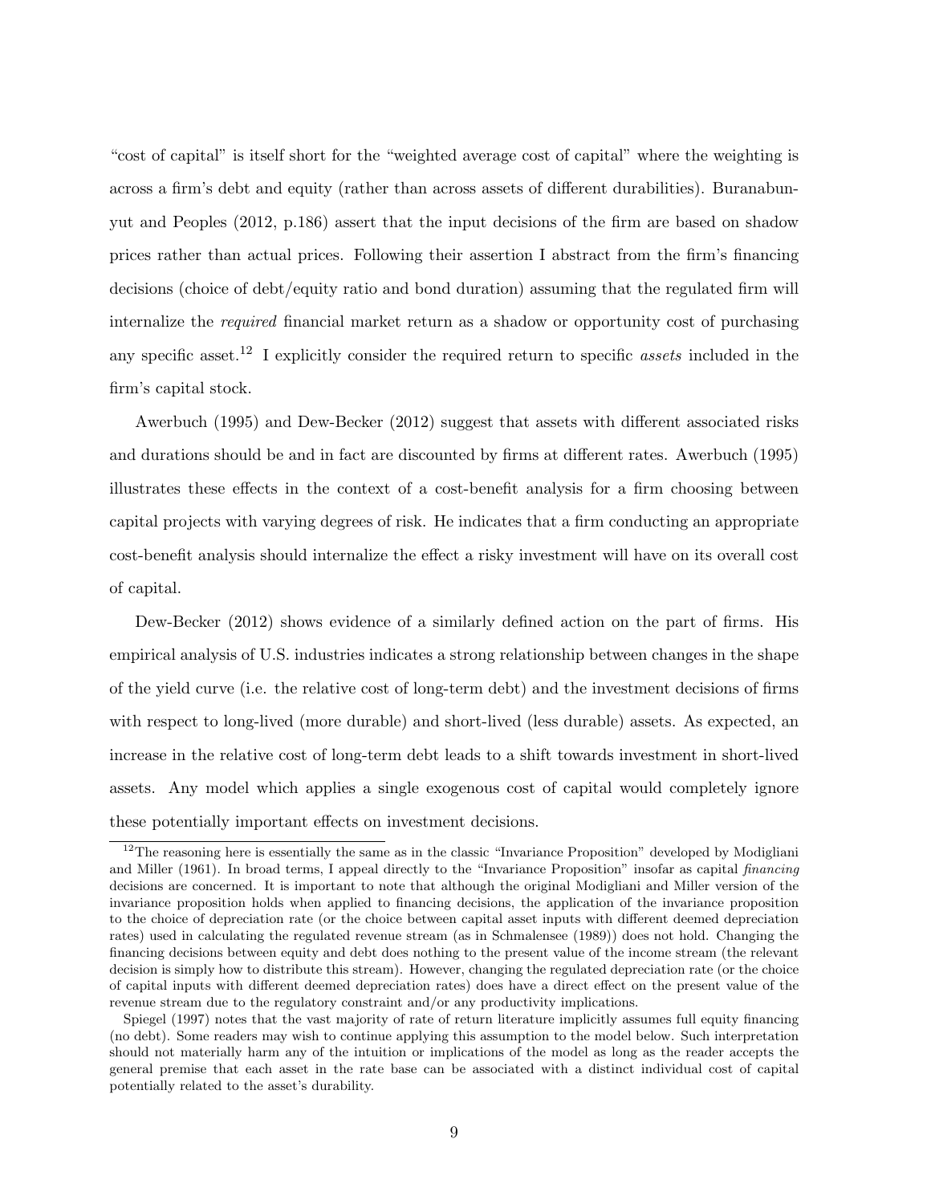"cost of capital" is itself short for the "weighted average cost of capital" where the weighting is across a firm's debt and equity (rather than across assets of different durabilities). Buranabunyut and Peoples (2012, p.186) assert that the input decisions of the firm are based on shadow prices rather than actual prices. Following their assertion I abstract from the firm's financing decisions (choice of debt/equity ratio and bond duration) assuming that the regulated firm will internalize the *required* financial market return as a shadow or opportunity cost of purchasing any specific asset.[12] I explicitly consider the required return to specific *assets* included in the firm's capital stock.

Awerbuch (1995) and Dew-Becker (2012) suggest that assets with different associated risks and durations should be and in fact are discounted by firms at different rates. Awerbuch (1995) illustrates these effects in the context of a cost-benefit analysis for a firm choosing between capital projects with varying degrees of risk. He indicates that a firm conducting an appropriate cost-benefit analysis should internalize the effect a risky investment will have on its overall cost of capital.

Dew-Becker (2012) shows evidence of a similarly defined action on the part of firms. His empirical analysis of U.S. industries indicates a strong relationship between changes in the shape of the yield curve (i.e. the relative cost of long-term debt) and the investment decisions of firms with respect to long-lived (more durable) and short-lived (less durable) assets. As expected, an increase in the relative cost of long-term debt leads to a shift towards investment in short-lived assets. Any model which applies a single exogenous cost of capital would completely ignore these potentially important effects on investment decisions.

---

[12] The reasoning here is essentially the same as in the classic "Invariance Proposition" developed by Modigliani and Miller (1961). In broad terms, I appeal directly to the "Invariance Proposition" insofar as capital *financing* decisions are concerned. It is important to note that although the original Modigliani and Miller version of the invariance proposition holds when applied to financing decisions, the application of the invariance proposition to the choice of depreciation rate (or the choice between capital asset inputs with different deemed depreciation rates) used in calculating the regulated revenue stream (as in Schmalensee (1989)) does not hold. Changing the financing decisions between equity and debt does nothing to the present value of the income stream (the relevant decision is simply how to distribute this stream). However, changing the regulated depreciation rate (or the choice of capital inputs with different deemed depreciation rates) does have a direct effect on the present value of the revenue stream due to the regulatory constraint and/or any productivity implications.

Spiegel (1997) notes that the vast majority of rate of return literature implicitly assumes full equity financing (no debt). Some readers may wish to continue applying this assumption to the model below. Such interpretation should not materially harm any of the intuition or implications of the model as long as the reader accepts the general premise that each asset in the rate base can be associated with a distinct individual cost of capital potentially related to the asset's durability.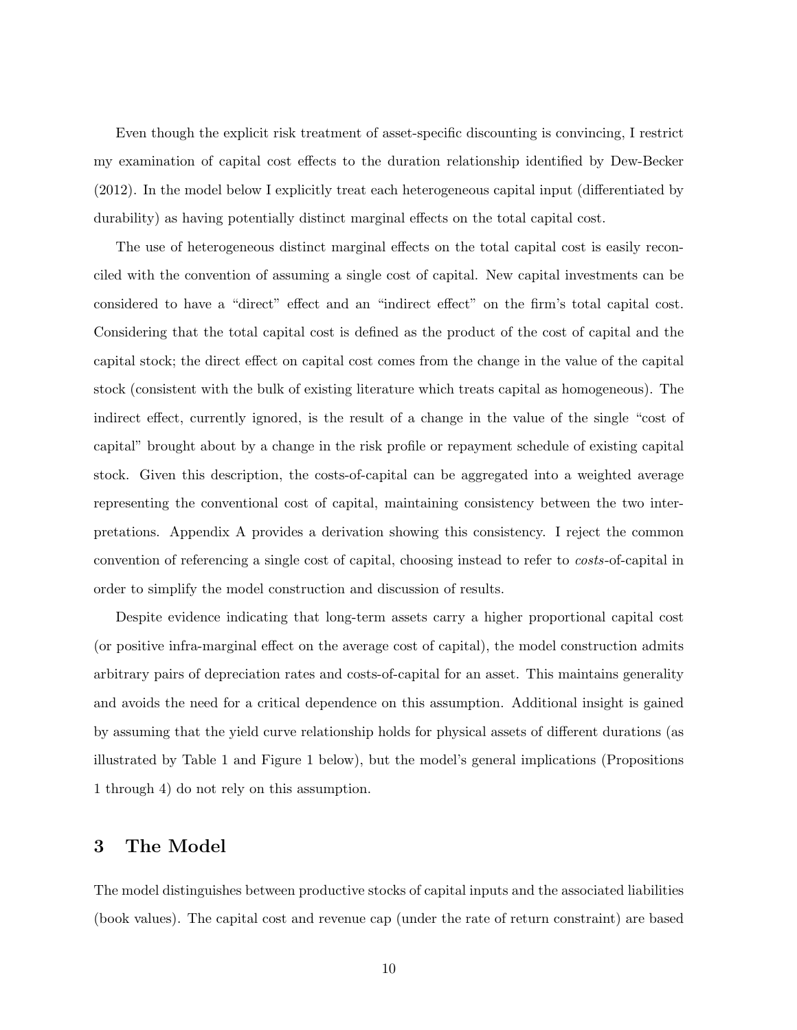Even though the explicit risk treatment of asset-specific discounting is convincing, I restrict my examination of capital cost effects to the duration relationship identified by Dew-Becker (2012). In the model below I explicitly treat each heterogeneous capital input (differentiated by durability) as having potentially distinct marginal effects on the total capital cost.

The use of heterogeneous distinct marginal effects on the total capital cost is easily reconciled with the convention of assuming a single cost of capital. New capital investments can be considered to have a "direct" effect and an "indirect effect" on the firm's total capital cost. Considering that the total capital cost is defined as the product of the cost of capital and the capital stock; the direct effect on capital cost comes from the change in the value of the capital stock (consistent with the bulk of existing literature which treats capital as homogeneous). The indirect effect, currently ignored, is the result of a change in the value of the single "cost of capital" brought about by a change in the risk profile or repayment schedule of existing capital stock. Given this description, the costs-of-capital can be aggregated into a weighted average representing the conventional cost of capital, maintaining consistency between the two interpretations. Appendix A provides a derivation showing this consistency. I reject the common convention of referencing a single cost of capital, choosing instead to refer to *costs*-of-capital in order to simplify the model construction and discussion of results.

Despite evidence indicating that long-term assets carry a higher proportional capital cost (or positive infra-marginal effect on the average cost of capital), the model construction admits arbitrary pairs of depreciation rates and costs-of-capital for an asset. This maintains generality and avoids the need for a critical dependence on this assumption. Additional insight is gained by assuming that the yield curve relationship holds for physical assets of different durations (as illustrated by Table 1 and Figure 1 below), but the model's general implications (Propositions 1 through 4) do not rely on this assumption.

# 3 The Model

The model distinguishes between productive stocks of capital inputs and the associated liabilities (book values). The capital cost and revenue cap (under the rate of return constraint) are based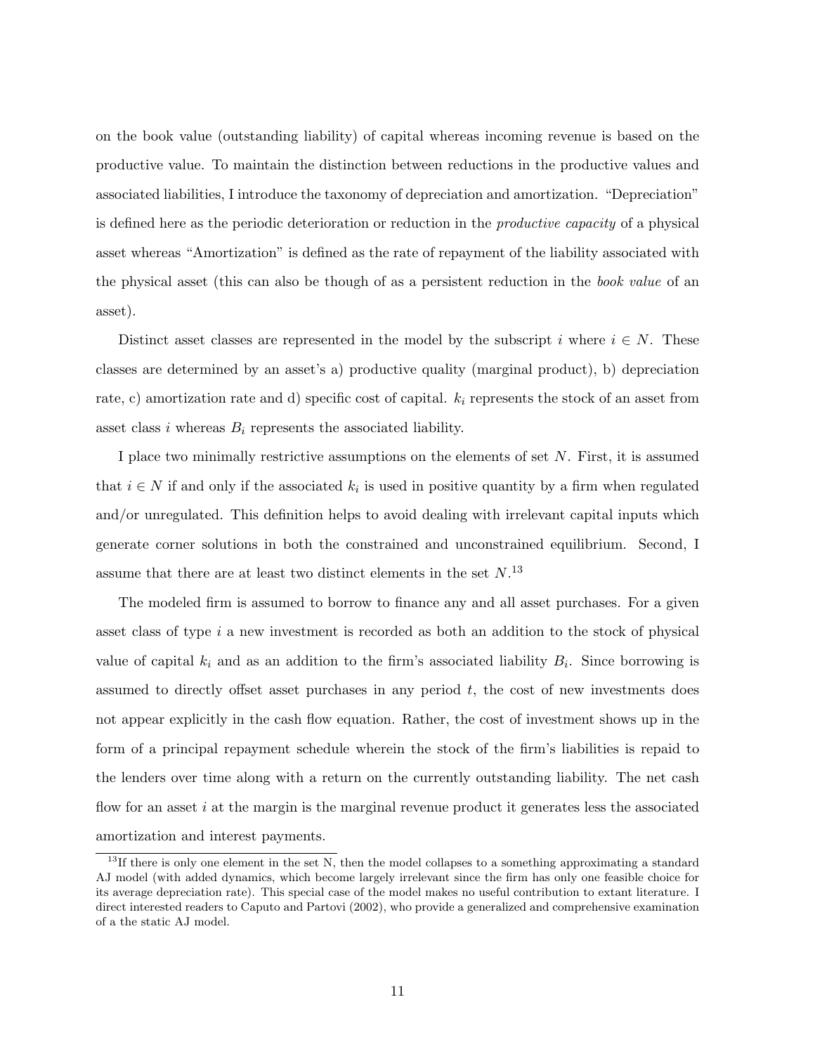on the book value (outstanding liability) of capital whereas incoming revenue is based on the productive value. To maintain the distinction between reductions in the productive values and associated liabilities, I introduce the taxonomy of depreciation and amortization. "Depreciation" is defined here as the periodic deterioration or reduction in the *productive capacity* of a physical asset whereas "Amortization" is defined as the rate of repayment of the liability associated with the physical asset (this can also be though of as a persistent reduction in the *book value* of an asset).

Distinct asset classes are represented in the model by the subscript $i$ where $i \in N$. These classes are determined by an asset's a) productive quality (marginal product), b) depreciation rate, c) amortization rate and d) specific cost of capital. $k_i$ represents the stock of an asset from asset class $i$ whereas $B_i$ represents the associated liability.

I place two minimally restrictive assumptions on the elements of set $N$. First, it is assumed that $i \in N$ if and only if the associated $k_i$ is used in positive quantity by a firm when regulated and/or unregulated. This definition helps to avoid dealing with irrelevant capital inputs which generate corner solutions in both the constrained and unconstrained equilibrium. Second, I assume that there are at least two distinct elements in the set $N$.[13]

The modeled firm is assumed to borrow to finance any and all asset purchases. For a given asset class of type $i$ a new investment is recorded as both an addition to the stock of physical value of capital $k_i$ and as an addition to the firm's associated liability $B_i$. Since borrowing is assumed to directly offset asset purchases in any period $t$, the cost of new investments does not appear explicitly in the cash flow equation. Rather, the cost of investment shows up in the form of a principal repayment schedule wherein the stock of the firm's liabilities is repaid to the lenders over time along with a return on the currently outstanding liability. The net cash flow for an asset $i$ at the margin is the marginal revenue product it generates less the associated amortization and interest payments.

[13] If there is only one element in the set N, then the model collapses to a something approximating a standard AJ model (with added dynamics, which become largely irrelevant since the firm has only one feasible choice for its average depreciation rate). This special case of the model makes no useful contribution to extant literature. I direct interested readers to Caputo and Partovi (2002), who provide a generalized and comprehensive examination of a the static AJ model.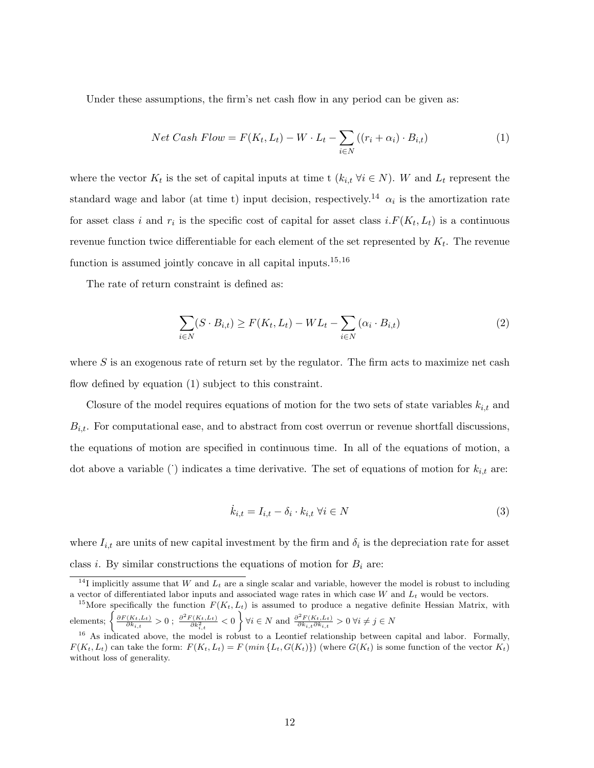Under these assumptions, the firm's net cash flow in any period can be given as:

$$
Net\ Cash\ Flow = F(K_t, L_t) - W \cdot L_t - \sum_{i \in N} ((r_i + \alpha_i) \cdot B_{i,t}) \tag{1}
$$

where the vector $K_t$ is the set of capital inputs at time t ($k_{i,t}\ \forall i \in N$). $W$ and $L_t$ represent the standard wage and labor (at time t) input decision, respectively.[14] $\alpha_i$ is the amortization rate for asset class $i$ and $r_i$ is the specific cost of capital for asset class $i$.$F(K_t, L_t)$ is a continuous revenue function twice differentiable for each element of the set represented by $K_t$. The revenue function is assumed jointly concave in all capital inputs.[15,16]

The rate of return constraint is defined as:

$$
\sum_{i \in N} (S \cdot B_{i,t}) \geq F(K_t, L_t) - WL_t - \sum_{i \in N} (\alpha_i \cdot B_{i,t}) \tag{2}
$$

where $S$ is an exogenous rate of return set by the regulator. The firm acts to maximize net cash flow defined by equation (1) subject to this constraint.

Closure of the model requires equations of motion for the two sets of state variables $k_{i,t}$ and $B_{i,t}$. For computational ease, and to abstract from cost overrun or revenue shortfall discussions, the equations of motion are specified in continuous time. In all of the equations of motion, a dot above a variable ($\dot{}$) indicates a time derivative. The set of equations of motion for $k_{i,t}$ are:

$$
\dot{k}_{i,t} = I_{i,t} - \delta_i \cdot k_{i,t}\ \forall i \in N \tag{3}
$$

where $I_{i,t}$ are units of new capital investment by the firm and $\delta_i$ is the depreciation rate for asset class $i$. By similar constructions the equations of motion for $B_i$ are:

[14] I implicitly assume that $W$ and $L_t$ are a single scalar and variable, however the model is robust to including a vector of differentiated labor inputs and associated wage rates in which case $W$ and $L_t$ would be vectors.

[15] More specifically the function $F(K_t, L_t)$ is assumed to produce a negative definite Hessian Matrix, with elements; $\left\{ \frac{\partial F(K_t,L_t)}{\partial k_{i,t}} > 0\ ;\ \frac{\partial^2 F(K_t,L_t)}{\partial k_{i,t}^2} < 0 \right\} \forall i \in N$ and $\frac{\partial^2 F(K_t,L_t)}{\partial k_{i,t} \partial k_{i,t}} > 0\ \forall i \neq j \in N$

[16] As indicated above, the model is robust to a Leontief relationship between capital and labor. Formally, $F(K_t, L_t)$ can take the form: $F(K_t, L_t) = F(min\{L_t, G(K_t)\})$ (where $G(K_t)$ is some function of the vector $K_t$) without loss of generality.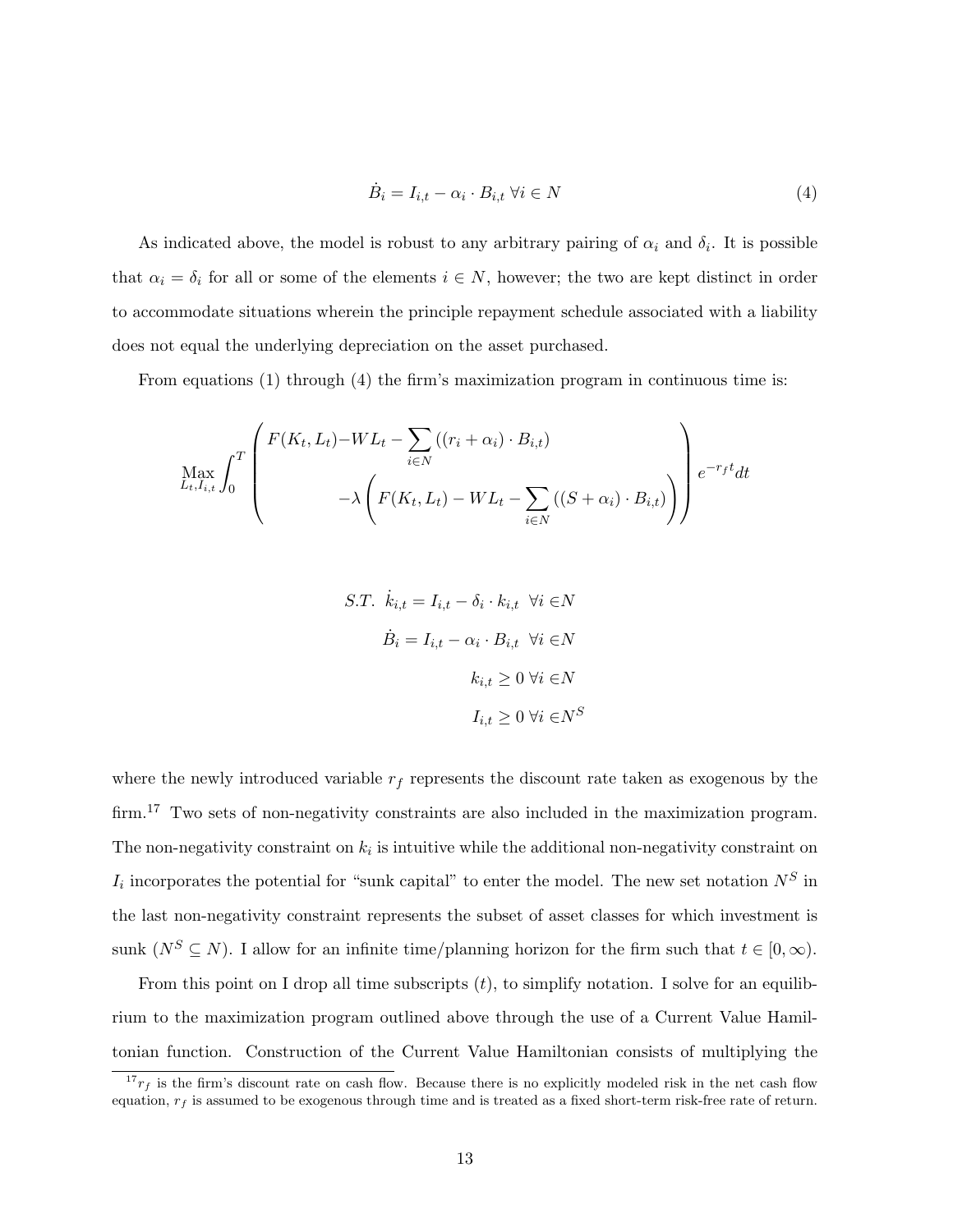$$\dot{B}_i = I_{i,t} - \alpha_i \cdot B_{i,t} \; \forall i \in N \tag{4}$$

As indicated above, the model is robust to any arbitrary pairing of $\alpha_i$ and $\delta_i$. It is possible that $\alpha_i = \delta_i$ for all or some of the elements $i \in N$, however; the two are kept distinct in order to accommodate situations wherein the principle repayment schedule associated with a liability does not equal the underlying depreciation on the asset purchased.

From equations (1) through (4) the firm's maximization program in continuous time is:

$$\underset{L_t, I_{i,t}}{\text{Max}} \int_0^T \left( \begin{array}{c} F(K_t, L_t) - WL_t - \sum_{i \in N} \left( (r_i + \alpha_i) \cdot B_{i,t} \right) \\ -\lambda \left( F(K_t, L_t) - WL_t - \sum_{i \in N} \left( (S + \alpha_i) \cdot B_{i,t} \right) \right) \end{array} \right) e^{-r_f t} dt$$

$$\begin{aligned} S.T. \;\; \dot{k}_{i,t} &= I_{i,t} - \delta_i \cdot k_{i,t} \;\; \forall i \in N \\ \dot{B}_i &= I_{i,t} - \alpha_i \cdot B_{i,t} \;\; \forall i \in N \\ k_{i,t} &\geq 0 \; \forall i \in N \\ I_{i,t} &\geq 0 \; \forall i \in N^S \end{aligned}$$

where the newly introduced variable $r_f$ represents the discount rate taken as exogenous by the firm.[17] Two sets of non-negativity constraints are also included in the maximization program. The non-negativity constraint on $k_i$ is intuitive while the additional non-negativity constraint on $I_i$ incorporates the potential for "sunk capital" to enter the model. The new set notation $N^S$ in the last non-negativity constraint represents the subset of asset classes for which investment is sunk ($N^S \subseteq N$). I allow for an infinite time/planning horizon for the firm such that $t \in [0, \infty)$.

From this point on I drop all time subscripts $(t)$, to simplify notation. I solve for an equilibrium to the maximization program outlined above through the use of a Current Value Hamiltonian function. Construction of the Current Value Hamiltonian consists of multiplying the

[17] $r_f$ is the firm's discount rate on cash flow. Because there is no explicitly modeled risk in the net cash flow equation, $r_f$ is assumed to be exogenous through time and is treated as a fixed short-term risk-free rate of return.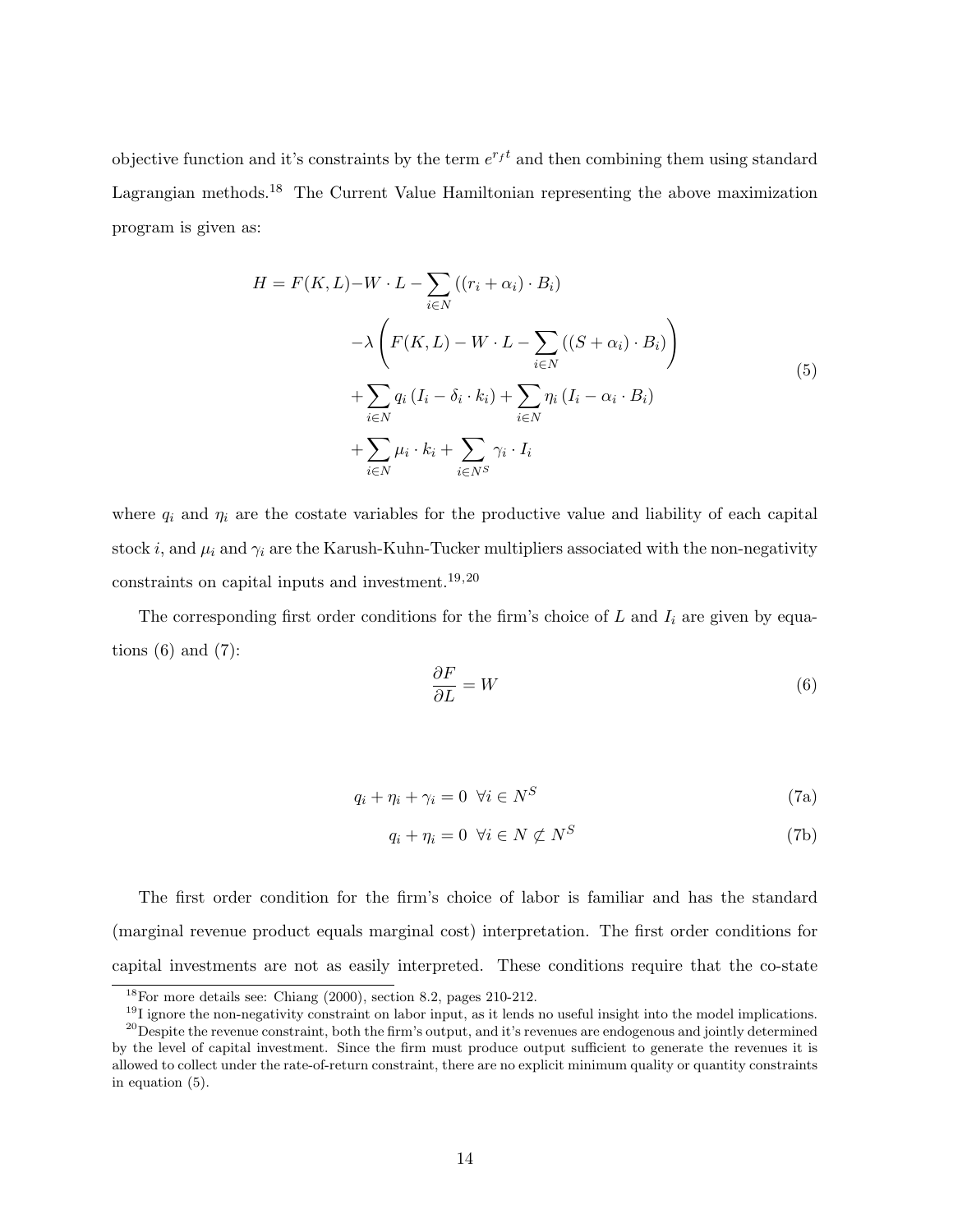objective function and it's constraints by the term $e^{r_f t}$ and then combining them using standard Lagrangian methods.[18] The Current Value Hamiltonian representing the above maximization program is given as:

$$
\begin{aligned}
H = F(K,L) - W \cdot L - \sum_{i \in N} \left( (r_i + \alpha_i) \cdot B_i \right) \\
- \lambda \left( F(K,L) - W \cdot L - \sum_{i \in N} \left( (S + \alpha_i) \cdot B_i \right) \right) \\
+ \sum_{i \in N} q_i \left( I_i - \delta_i \cdot k_i \right) + \sum_{i \in N} \eta_i \left( I_i - \alpha_i \cdot B_i \right) \\
+ \sum_{i \in N} \mu_i \cdot k_i + \sum_{i \in N^S} \gamma_i \cdot I_i
\end{aligned}
\tag{5}
$$

where $q_i$ and $\eta_i$ are the costate variables for the productive value and liability of each capital stock $i$, and $\mu_i$ and $\gamma_i$ are the Karush-Kuhn-Tucker multipliers associated with the non-negativity constraints on capital inputs and investment.[19,20]

The corresponding first order conditions for the firm's choice of $L$ and $I_i$ are given by equations (6) and (7):

$$
\frac{\partial F}{\partial L} = W \tag{6}
$$

$$
q_i + \eta_i + \gamma_i = 0 \;\; \forall i \in N^S \tag{7a}
$$

$$
q_i + \eta_i = 0 \;\; \forall i \in N \not\subset N^S \tag{7b}
$$

The first order condition for the firm's choice of labor is familiar and has the standard (marginal revenue product equals marginal cost) interpretation. The first order conditions for capital investments are not as easily interpreted. These conditions require that the co-state

[18] For more details see: Chiang (2000), section 8.2, pages 210-212.

[19] I ignore the non-negativity constraint on labor input, as it lends no useful insight into the model implications.

[20] Despite the revenue constraint, both the firm's output, and it's revenues are endogenous and jointly determined by the level of capital investment. Since the firm must produce output sufficient to generate the revenues it is allowed to collect under the rate-of-return constraint, there are no explicit minimum quality or quantity constraints in equation (5).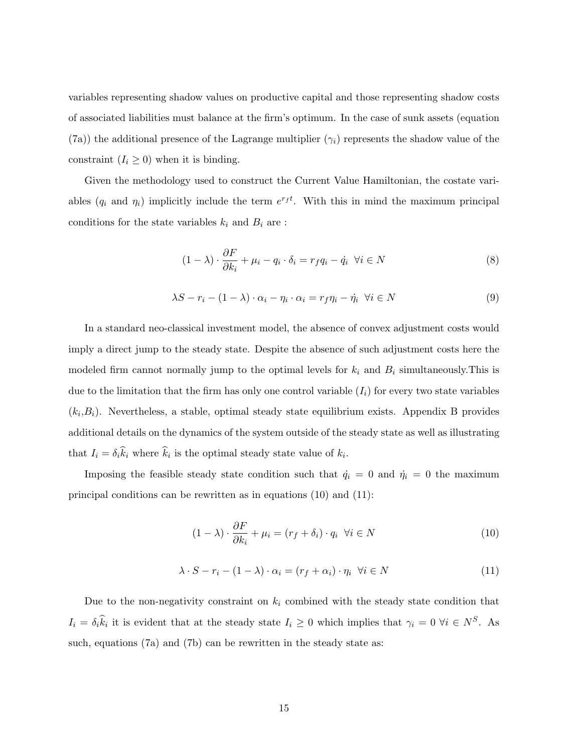variables representing shadow values on productive capital and those representing shadow costs of associated liabilities must balance at the firm's optimum. In the case of sunk assets (equation (7a)) the additional presence of the Lagrange multiplier ($\gamma_i$) represents the shadow value of the constraint ($I_i \geq 0$) when it is binding.

Given the methodology used to construct the Current Value Hamiltonian, the costate variables ($q_i$ and $\eta_i$) implicitly include the term $e^{r_f t}$. With this in mind the maximum principal conditions for the state variables $k_i$ and $B_i$ are :

$$(1-\lambda) \cdot \frac{\partial F}{\partial k_i} + \mu_i - q_i \cdot \delta_i = r_f q_i - \dot{q}_i \;\; \forall i \in N \tag{8}$$

$$\lambda S - r_i - (1-\lambda) \cdot \alpha_i - \eta_i \cdot \alpha_i = r_f \eta_i - \dot{\eta}_i \;\; \forall i \in N \tag{9}$$

In a standard neo-classical investment model, the absence of convex adjustment costs would imply a direct jump to the steady state. Despite the absence of such adjustment costs here the modeled firm cannot normally jump to the optimal levels for $k_i$ and $B_i$ simultaneously.This is due to the limitation that the firm has only one control variable ($I_i$) for every two state variables ($k_i$,$B_i$). Nevertheless, a stable, optimal steady state equilibrium exists. Appendix B provides additional details on the dynamics of the system outside of the steady state as well as illustrating that $I_i = \delta_i \widehat{k}_i$ where $\widehat{k}_i$ is the optimal steady state value of $k_i$.

Imposing the feasible steady state condition such that $\dot{q}_i = 0$ and $\dot{\eta}_i = 0$ the maximum principal conditions can be rewritten as in equations (10) and (11):

$$(1-\lambda) \cdot \frac{\partial F}{\partial k_i} + \mu_i = (r_f + \delta_i) \cdot q_i \;\; \forall i \in N \tag{10}$$

$$\lambda \cdot S - r_i - (1-\lambda) \cdot \alpha_i = (r_f + \alpha_i) \cdot \eta_i \;\; \forall i \in N \tag{11}$$

Due to the non-negativity constraint on $k_i$ combined with the steady state condition that $I_i = \delta_i \widehat{k}_i$ it is evident that at the steady state $I_i \geq 0$ which implies that $\gamma_i = 0 \; \forall i \in N^S$. As such, equations (7a) and (7b) can be rewritten in the steady state as: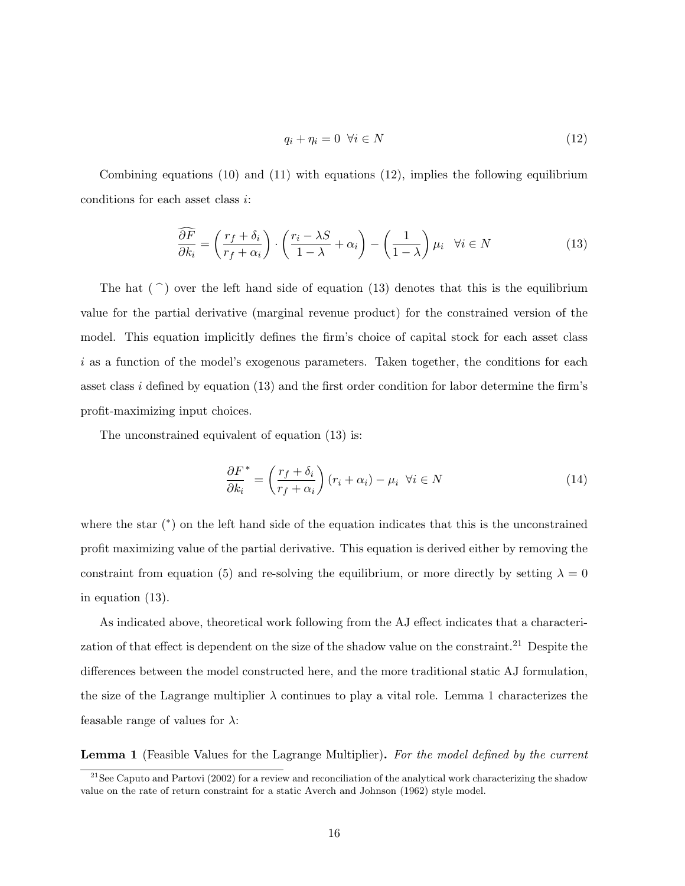$$q_i + \eta_i = 0 \ \ \forall i \in N \tag{12}$$

Combining equations (10) and (11) with equations (12), implies the following equilibrium conditions for each asset class $i$:

$$\widehat{\frac{\partial F}{\partial k_i}} = \left(\frac{r_f + \delta_i}{r_f + \alpha_i}\right) \cdot \left(\frac{r_i - \lambda S}{1 - \lambda} + \alpha_i\right) - \left(\frac{1}{1 - \lambda}\right) \mu_i \ \ \forall i \in N \tag{13}$$

The hat ( $\widehat{}$ ) over the left hand side of equation (13) denotes that this is the equilibrium value for the partial derivative (marginal revenue product) for the constrained version of the model. This equation implicitly defines the firm's choice of capital stock for each asset class $i$ as a function of the model's exogenous parameters. Taken together, the conditions for each asset class $i$ defined by equation (13) and the first order condition for labor determine the firm's profit-maximizing input choices.

The unconstrained equivalent of equation (13) is:

$$\frac{\partial F^*}{\partial k_i} = \left(\frac{r_f + \delta_i}{r_f + \alpha_i}\right)(r_i + \alpha_i) - \mu_i \ \ \forall i \in N \tag{14}$$

where the star ($^*$) on the left hand side of the equation indicates that this is the unconstrained profit maximizing value of the partial derivative. This equation is derived either by removing the constraint from equation (5) and re-solving the equilibrium, or more directly by setting $\lambda = 0$ in equation (13).

As indicated above, theoretical work following from the AJ effect indicates that a characterization of that effect is dependent on the size of the shadow value on the constraint.[21] Despite the differences between the model constructed here, and the more traditional static AJ formulation, the size of the Lagrange multiplier $\lambda$ continues to play a vital role. Lemma 1 characterizes the feasable range of values for $\lambda$:

**Lemma 1** (Feasible Values for the Lagrange Multiplier)**.** *For the model defined by the current*

[21] See Caputo and Partovi (2002) for a review and reconciliation of the analytical work characterizing the shadow value on the rate of return constraint for a static Averch and Johnson (1962) style model.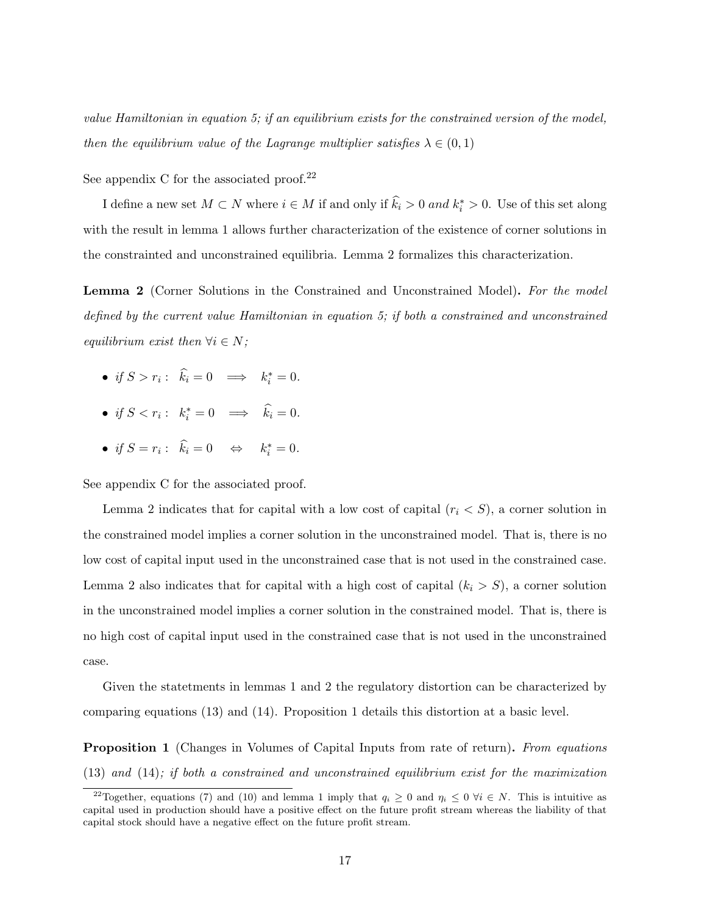*value Hamiltonian in equation 5; if an equilibrium exists for the constrained version of the model, then the equilibrium value of the Lagrange multiplier satisfies $\lambda \in (0,1)$*

See appendix C for the associated proof.[22]

I define a new set $M \subset N$ where $i \in M$ if and only if $\widehat{k}_i > 0$ *and* $k_i^* > 0$. Use of this set along with the result in lemma 1 allows further characterization of the existence of corner solutions in the constrainted and unconstrained equilibria. Lemma 2 formalizes this characterization.

**Lemma 2** (Corner Solutions in the Constrained and Unconstrained Model)**.** *For the model defined by the current value Hamiltonian in equation 5; if both a constrained and unconstrained equilibrium exist then $\forall i \in N$;*

- *if* $S > r_i: \ \ \widehat{k}_i = 0 \implies k_i^* = 0.$
- *if* $S < r_i: \ \ k_i^* = 0 \implies \widehat{k}_i = 0.$
- *if* $S = r_i: \ \ \widehat{k}_i = 0 \iff k_i^* = 0.$

See appendix C for the associated proof.

Lemma 2 indicates that for capital with a low cost of capital ($r_i < S$), a corner solution in the constrained model implies a corner solution in the unconstrained model. That is, there is no low cost of capital input used in the unconstrained case that is not used in the constrained case. Lemma 2 also indicates that for capital with a high cost of capital ($k_i > S$), a corner solution in the unconstrained model implies a corner solution in the constrained model. That is, there is no high cost of capital input used in the constrained case that is not used in the unconstrained case.

Given the statetments in lemmas 1 and 2 the regulatory distortion can be characterized by comparing equations (13) and (14). Proposition 1 details this distortion at a basic level.

**Proposition 1** (Changes in Volumes of Capital Inputs from rate of return)**.** *From equations* (13) *and* (14)*; if both a constrained and unconstrained equilibrium exist for the maximization*

[22] Together, equations (7) and (10) and lemma 1 imply that $q_i \geq 0$ and $\eta_i \leq 0 \ \forall i \in N$. This is intuitive as capital used in production should have a positive effect on the future profit stream whereas the liability of that capital stock should have a negative effect on the future profit stream.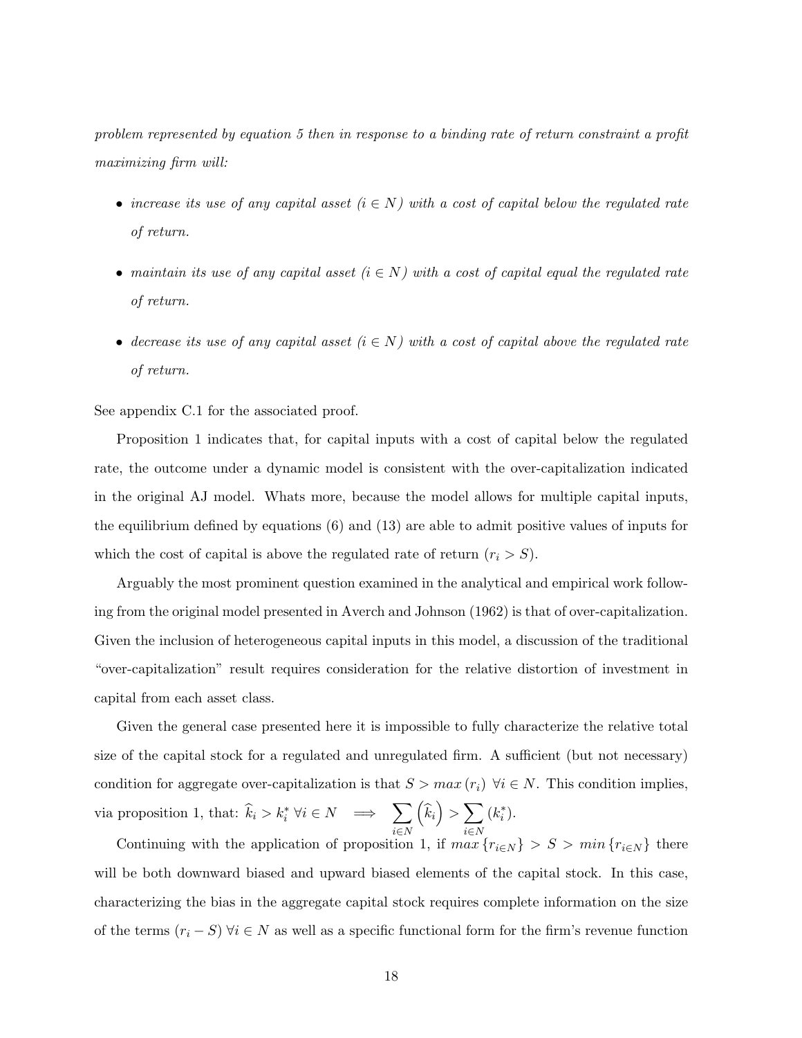*problem represented by equation 5 then in response to a binding rate of return constraint a profit maximizing firm will:*

- *increase its use of any capital asset ($i \in N$) with a cost of capital below the regulated rate of return.*
- *maintain its use of any capital asset ($i \in N$) with a cost of capital equal the regulated rate of return.*
- *decrease its use of any capital asset ($i \in N$) with a cost of capital above the regulated rate of return.*

See appendix C.1 for the associated proof.

Proposition 1 indicates that, for capital inputs with a cost of capital below the regulated rate, the outcome under a dynamic model is consistent with the over-capitalization indicated in the original AJ model. Whats more, because the model allows for multiple capital inputs, the equilibrium defined by equations (6) and (13) are able to admit positive values of inputs for which the cost of capital is above the regulated rate of return ($r_i > S$).

Arguably the most prominent question examined in the analytical and empirical work following from the original model presented in Averch and Johnson (1962) is that of over-capitalization. Given the inclusion of heterogeneous capital inputs in this model, a discussion of the traditional "over-capitalization" result requires consideration for the relative distortion of investment in capital from each asset class.

Given the general case presented here it is impossible to fully characterize the relative total size of the capital stock for a regulated and unregulated firm. A sufficient (but not necessary) condition for aggregate over-capitalization is that $S > max\,(r_i)\ \forall i \in N$. This condition implies, via proposition 1, that: $\widehat{k}_i > k_i^*\ \forall i \in N \implies \sum_{i\in N}\left(\widehat{k}_i\right) > \sum_{i\in N}(k_i^*)$.

Continuing with the application of proposition 1, if $max\,\{r_{i\in N}\} > S > min\,\{r_{i\in N}\}$ there will be both downward biased and upward biased elements of the capital stock. In this case, characterizing the bias in the aggregate capital stock requires complete information on the size of the terms $(r_i - S)\ \forall i \in N$ as well as a specific functional form for the firm's revenue function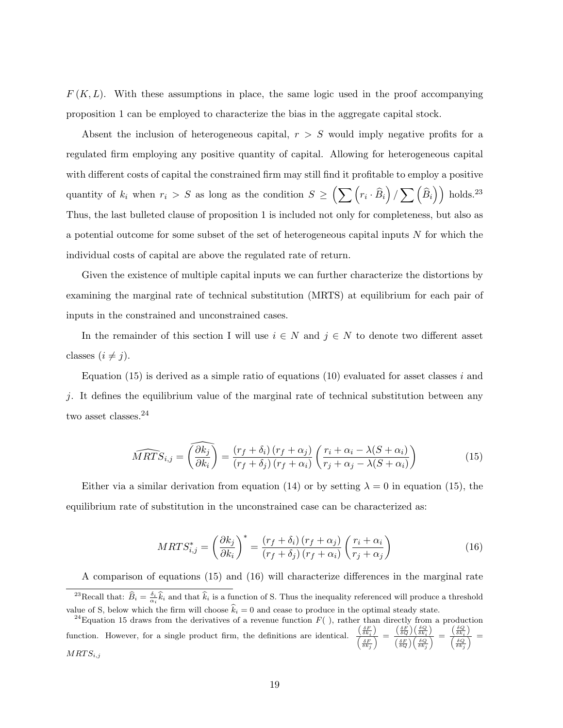$F(K, L)$. With these assumptions in place, the same logic used in the proof accompanying proposition 1 can be employed to characterize the bias in the aggregate capital stock.

Absent the inclusion of heterogeneous capital, $r > S$ would imply negative profits for a regulated firm employing any positive quantity of capital. Allowing for heterogeneous capital with different costs of capital the constrained firm may still find it profitable to employ a positive quantity of $k_i$ when $r_i > S$ as long as the condition $S \geq \left(\sum \left(r_i \cdot \widehat{B}_i\right) / \sum \left(\widehat{B}_i\right)\right)$ holds.[23] Thus, the last bulleted clause of proposition 1 is included not only for completeness, but also as a potential outcome for some subset of the set of heterogeneous capital inputs $N$ for which the individual costs of capital are above the regulated rate of return.

Given the existence of multiple capital inputs we can further characterize the distortions by examining the marginal rate of technical substitution (MRTS) at equilibrium for each pair of inputs in the constrained and unconstrained cases.

In the remainder of this section I will use $i \in N$ and $j \in N$ to denote two different asset classes ($i \neq j$).

Equation (15) is derived as a simple ratio of equations (10) evaluated for asset classes $i$ and $j$. It defines the equilibrium value of the marginal rate of technical substitution between any two asset classes.[24]

$$\widehat{MRTS}_{i,j} = \widehat{\left(\frac{\partial k_j}{\partial k_i}\right)} = \frac{(r_f + \delta_i)(r_f + \alpha_j)}{(r_f + \delta_j)(r_f + \alpha_i)} \left(\frac{r_i + \alpha_i - \lambda(S + \alpha_i)}{r_j + \alpha_j - \lambda(S + \alpha_i)}\right) \tag{15}$$

Either via a similar derivation from equation (14) or by setting $\lambda = 0$ in equation (15), the equilibrium rate of substitution in the unconstrained case can be characterized as:

$$MRTS^*_{i,j} = \left(\frac{\partial k_j}{\partial k_i}\right)^* = \frac{(r_f + \delta_i)(r_f + \alpha_j)}{(r_f + \delta_j)(r_f + \alpha_i)} \left(\frac{r_i + \alpha_i}{r_j + \alpha_j}\right) \tag{16}$$

A comparison of equations (15) and (16) will characterize differences in the marginal rate

---

[23] Recall that: $\widehat{B}_i = \frac{\delta_i}{\alpha_i} \widehat{k}_i$ and that $\widehat{k}_i$ is a function of S. Thus the inequality referenced will produce a threshold value of S, below which the firm will choose $\widehat{k}_i = 0$ and cease to produce in the optimal steady state.

[24] Equation 15 draws from the derivatives of a revenue function $F(\ )$, rather than directly from a production function. However, for a single product firm, the definitions are identical. $\frac{\left(\frac{\delta F}{\delta k_i}\right)}{\left(\frac{\delta F}{\delta k_j}\right)} = \frac{\left(\frac{\delta F}{\delta Q}\right)\left(\frac{\delta Q}{\delta k_i}\right)}{\left(\frac{\delta F}{\delta Q}\right)\left(\frac{\delta Q}{\delta k_j}\right)} = \frac{\left(\frac{\delta Q}{\delta k_i}\right)}{\left(\frac{\delta Q}{\delta k_j}\right)} = MRTS_{i,j}$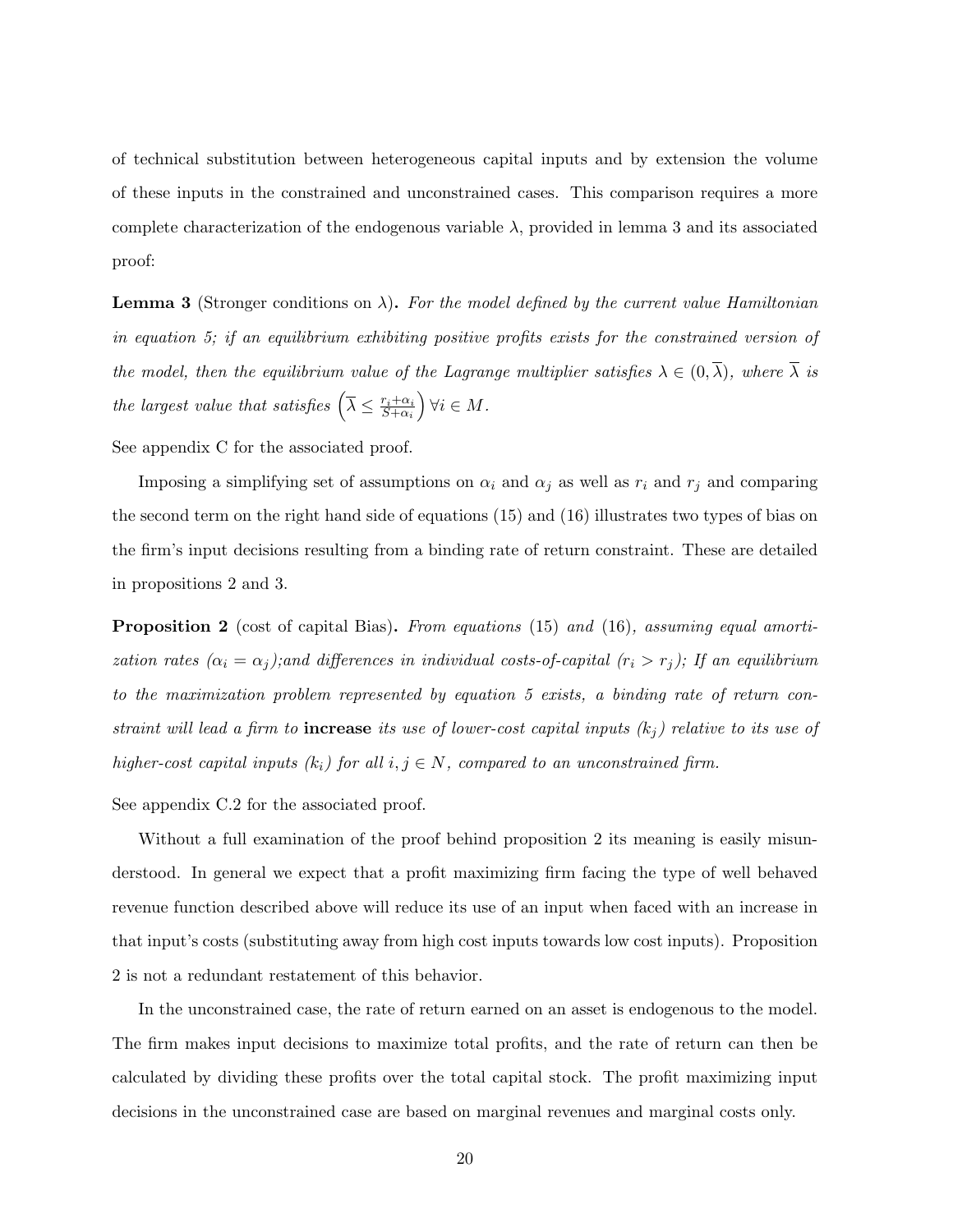of technical substitution between heterogeneous capital inputs and by extension the volume of these inputs in the constrained and unconstrained cases. This comparison requires a more complete characterization of the endogenous variable $\lambda$, provided in lemma 3 and its associated proof:

**Lemma 3** (Stronger conditions on $\lambda$)**.** *For the model defined by the current value Hamiltonian in equation 5; if an equilibrium exhibiting positive profits exists for the constrained version of the model, then the equilibrium value of the Lagrange multiplier satisfies* $\lambda \in (0, \overline{\lambda})$*, where* $\overline{\lambda}$ *is the largest value that satisfies* $\left(\overline{\lambda} \leq \frac{r_i + \alpha_i}{S + \alpha_i}\right) \forall i \in M$.

See appendix C for the associated proof.

Imposing a simplifying set of assumptions on $\alpha_i$ and $\alpha_j$ as well as $r_i$ and $r_j$ and comparing the second term on the right hand side of equations (15) and (16) illustrates two types of bias on the firm's input decisions resulting from a binding rate of return constraint. These are detailed in propositions 2 and 3.

**Proposition 2** (cost of capital Bias)**.** *From equations* (15) *and* (16)*, assuming equal amortization rates* ($\alpha_i = \alpha_j$)*;and differences in individual costs-of-capital* ($r_i > r_j$)*; If an equilibrium to the maximization problem represented by equation 5 exists, a binding rate of return constraint will lead a firm to* **increase** *its use of lower-cost capital inputs* ($k_j$) *relative to its use of higher-cost capital inputs* ($k_i$) *for all* $i, j \in N$*, compared to an unconstrained firm.*

See appendix C.2 for the associated proof.

Without a full examination of the proof behind proposition 2 its meaning is easily misunderstood. In general we expect that a profit maximizing firm facing the type of well behaved revenue function described above will reduce its use of an input when faced with an increase in that input's costs (substituting away from high cost inputs towards low cost inputs). Proposition 2 is not a redundant restatement of this behavior.

In the unconstrained case, the rate of return earned on an asset is endogenous to the model. The firm makes input decisions to maximize total profits, and the rate of return can then be calculated by dividing these profits over the total capital stock. The profit maximizing input decisions in the unconstrained case are based on marginal revenues and marginal costs only.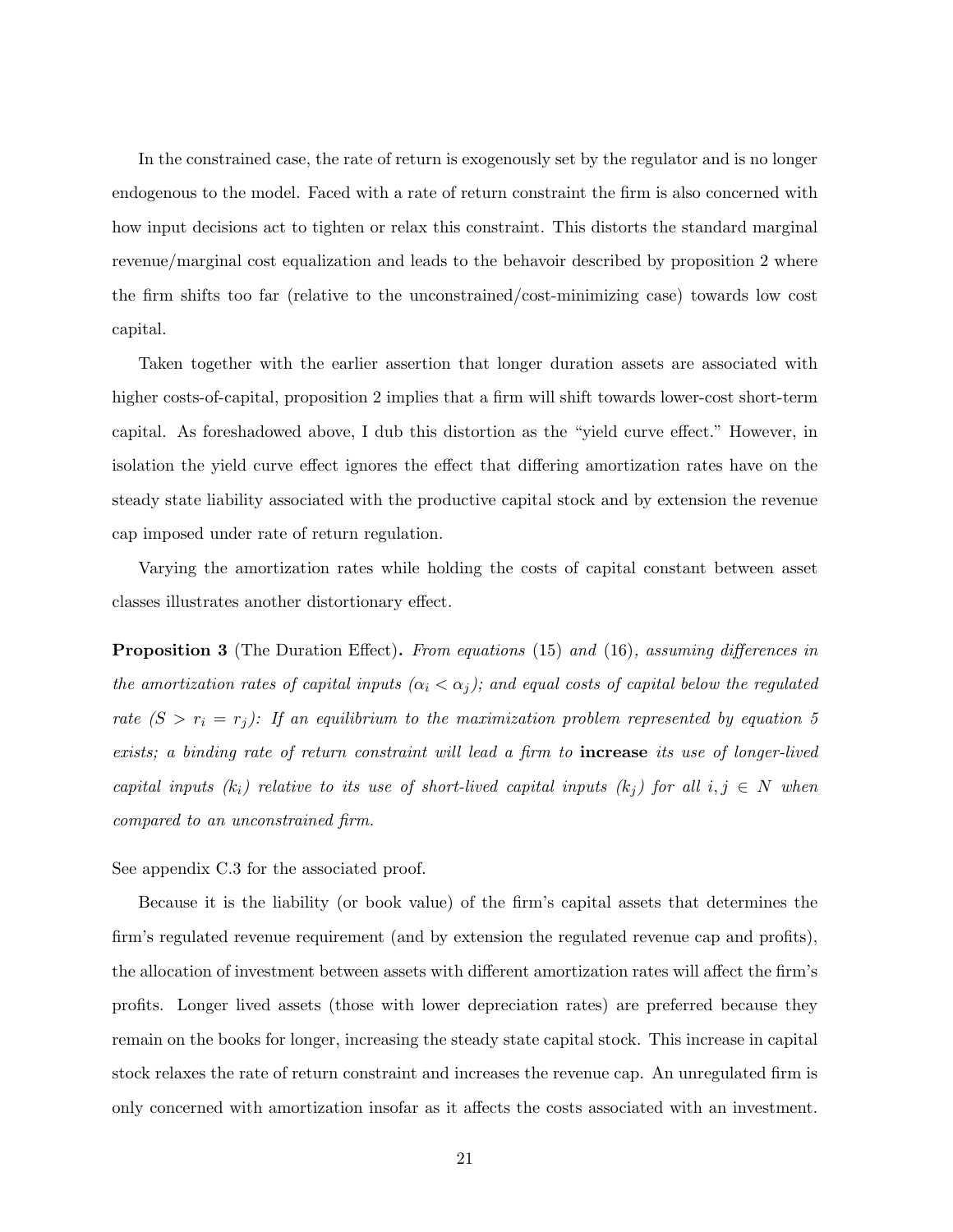In the constrained case, the rate of return is exogenously set by the regulator and is no longer endogenous to the model. Faced with a rate of return constraint the firm is also concerned with how input decisions act to tighten or relax this constraint. This distorts the standard marginal revenue/marginal cost equalization and leads to the behavoir described by proposition 2 where the firm shifts too far (relative to the unconstrained/cost-minimizing case) towards low cost capital.

Taken together with the earlier assertion that longer duration assets are associated with higher costs-of-capital, proposition 2 implies that a firm will shift towards lower-cost short-term capital. As foreshadowed above, I dub this distortion as the "yield curve effect." However, in isolation the yield curve effect ignores the effect that differing amortization rates have on the steady state liability associated with the productive capital stock and by extension the revenue cap imposed under rate of return regulation.

Varying the amortization rates while holding the costs of capital constant between asset classes illustrates another distortionary effect.

**Proposition 3** (The Duration Effect)**.** *From equations* (15) *and* (16)*, assuming differences in the amortization rates of capital inputs ($\alpha_i < \alpha_j$); and equal costs of capital below the regulated rate ($S > r_i = r_j$): If an equilibrium to the maximization problem represented by equation 5 exists; a binding rate of return constraint will lead a firm to* **increase** *its use of longer-lived capital inputs ($k_i$) relative to its use of short-lived capital inputs ($k_j$) for all $i, j \in N$ when compared to an unconstrained firm.*

See appendix C.3 for the associated proof.

Because it is the liability (or book value) of the firm's capital assets that determines the firm's regulated revenue requirement (and by extension the regulated revenue cap and profits), the allocation of investment between assets with different amortization rates will affect the firm's profits. Longer lived assets (those with lower depreciation rates) are preferred because they remain on the books for longer, increasing the steady state capital stock. This increase in capital stock relaxes the rate of return constraint and increases the revenue cap. An unregulated firm is only concerned with amortization insofar as it affects the costs associated with an investment.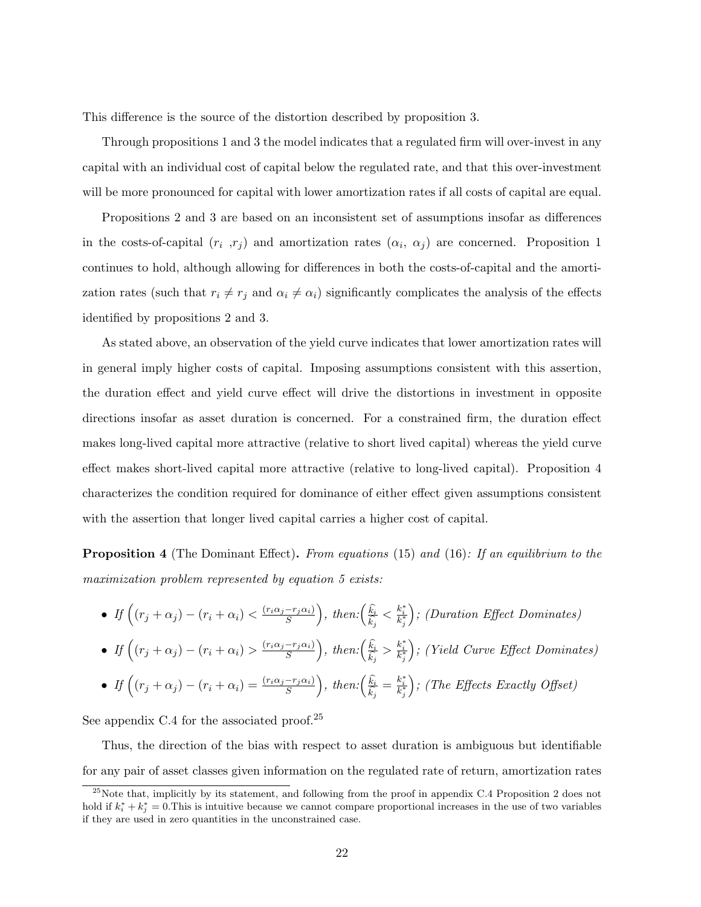This difference is the source of the distortion described by proposition 3.

Through propositions 1 and 3 the model indicates that a regulated firm will over-invest in any capital with an individual cost of capital below the regulated rate, and that this over-investment will be more pronounced for capital with lower amortization rates if all costs of capital are equal.

Propositions 2 and 3 are based on an inconsistent set of assumptions insofar as differences in the costs-of-capital ($r_i$ ,$r_j$) and amortization rates ($\alpha_i$, $\alpha_j$) are concerned. Proposition 1 continues to hold, although allowing for differences in both the costs-of-capital and the amortization rates (such that $r_i \neq r_j$ and $\alpha_i \neq \alpha_i$) significantly complicates the analysis of the effects identified by propositions 2 and 3.

As stated above, an observation of the yield curve indicates that lower amortization rates will in general imply higher costs of capital. Imposing assumptions consistent with this assertion, the duration effect and yield curve effect will drive the distortions in investment in opposite directions insofar as asset duration is concerned. For a constrained firm, the duration effect makes long-lived capital more attractive (relative to short lived capital) whereas the yield curve effect makes short-lived capital more attractive (relative to long-lived capital). Proposition 4 characterizes the condition required for dominance of either effect given assumptions consistent with the assertion that longer lived capital carries a higher cost of capital.

**Proposition 4** (The Dominant Effect)**.** *From equations* (15) *and* (16)*: If an equilibrium to the maximization problem represented by equation 5 exists:*

- *If* $\left((r_j + \alpha_j) - (r_i + \alpha_i) < \frac{(r_i\alpha_j - r_j\alpha_i)}{S}\right)$, *then:*$\left(\frac{\widehat{k}_i}{\widehat{k}_j} < \frac{k_i^*}{k_j^*}\right)$; *(Duration Effect Dominates)*
- *If* $\left((r_j + \alpha_j) - (r_i + \alpha_i) > \frac{(r_i\alpha_j - r_j\alpha_i)}{S}\right)$, *then:*$\left(\frac{\widehat{k}_i}{\widehat{k}_j} > \frac{k_i^*}{k_j^*}\right)$; *(Yield Curve Effect Dominates)*
- *If* $\left((r_j + \alpha_j) - (r_i + \alpha_i) = \frac{(r_i\alpha_j - r_j\alpha_i)}{S}\right)$, *then:*$\left(\frac{\widehat{k}_i}{\widehat{k}_j} = \frac{k_i^*}{k_j^*}\right)$; *(The Effects Exactly Offset)*

See appendix C.4 for the associated proof.[25]

Thus, the direction of the bias with respect to asset duration is ambiguous but identifiable for any pair of asset classes given information on the regulated rate of return, amortization rates

[25] Note that, implicitly by its statement, and following from the proof in appendix C.4 Proposition 2 does not hold if $k_i^* + k_j^* = 0$.This is intuitive because we cannot compare proportional increases in the use of two variables if they are used in zero quantities in the unconstrained case.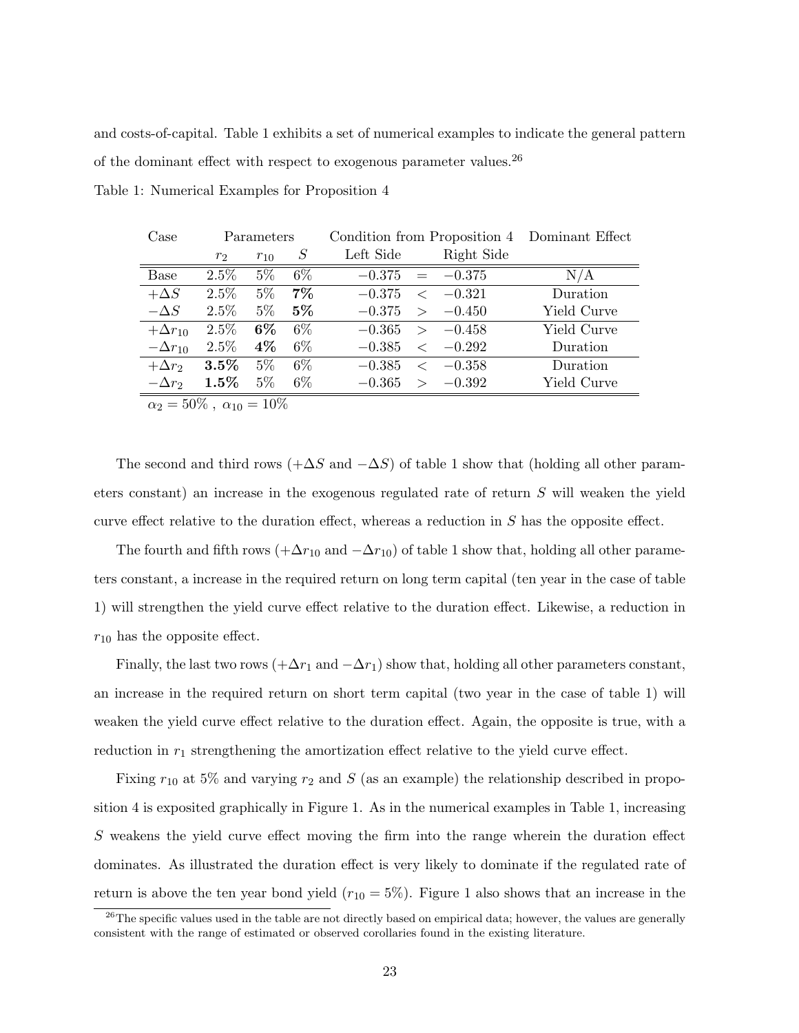and costs-of-capital. Table 1 exhibits a set of numerical examples to indicate the general pattern of the dominant effect with respect to exogenous parameter values.[26]

Table 1: Numerical Examples for Proposition 4

| Case | Parameters | | | Condition from Proposition 4 | | | Dominant Effect |
|---|---|---|---|---|---|---|---|
| | $r_2$ | $r_{10}$ | $S$ | Left Side | | Right Side | |
| Base | 2.5% | 5% | 6% | −0.375 | $=$ | −0.375 | N/A |
| $+\Delta S$ | 2.5% | 5% | **7%** | −0.375 | $<$ | −0.321 | Duration |
| $-\Delta S$ | 2.5% | 5% | **5%** | −0.375 | $>$ | −0.450 | Yield Curve |
| $+\Delta r_{10}$ | 2.5% | **6%** | 6% | −0.365 | $>$ | −0.458 | Yield Curve |
| $-\Delta r_{10}$ | 2.5% | **4%** | 6% | −0.385 | $<$ | −0.292 | Duration |
| $+\Delta r_2$ | **3.5%** | 5% | 6% | −0.385 | $<$ | −0.358 | Duration |
| $-\Delta r_2$ | **1.5%** | 5% | 6% | −0.365 | $>$ | −0.392 | Yield Curve |

$\alpha_2 = 50\%$ , $\alpha_{10} = 10\%$

The second and third rows ($+\Delta S$ and $-\Delta S$) of table 1 show that (holding all other parameters constant) an increase in the exogenous regulated rate of return $S$ will weaken the yield curve effect relative to the duration effect, whereas a reduction in $S$ has the opposite effect.

The fourth and fifth rows ($+\Delta r_{10}$ and $-\Delta r_{10}$) of table 1 show that, holding all other parameters constant, a increase in the required return on long term capital (ten year in the case of table 1) will strengthen the yield curve effect relative to the duration effect. Likewise, a reduction in $r_{10}$ has the opposite effect.

Finally, the last two rows ($+\Delta r_1$ and $-\Delta r_1$) show that, holding all other parameters constant, an increase in the required return on short term capital (two year in the case of table 1) will weaken the yield curve effect relative to the duration effect. Again, the opposite is true, with a reduction in $r_1$ strengthening the amortization effect relative to the yield curve effect.

Fixing $r_{10}$ at 5% and varying $r_2$ and $S$ (as an example) the relationship described in proposition 4 is exposited graphically in Figure 1. As in the numerical examples in Table 1, increasing $S$ weakens the yield curve effect moving the firm into the range wherein the duration effect dominates. As illustrated the duration effect is very likely to dominate if the regulated rate of return is above the ten year bond yield ($r_{10} = 5\%$). Figure 1 also shows that an increase in the

[26] The specific values used in the table are not directly based on empirical data; however, the values are generally consistent with the range of estimated or observed corollaries found in the existing literature.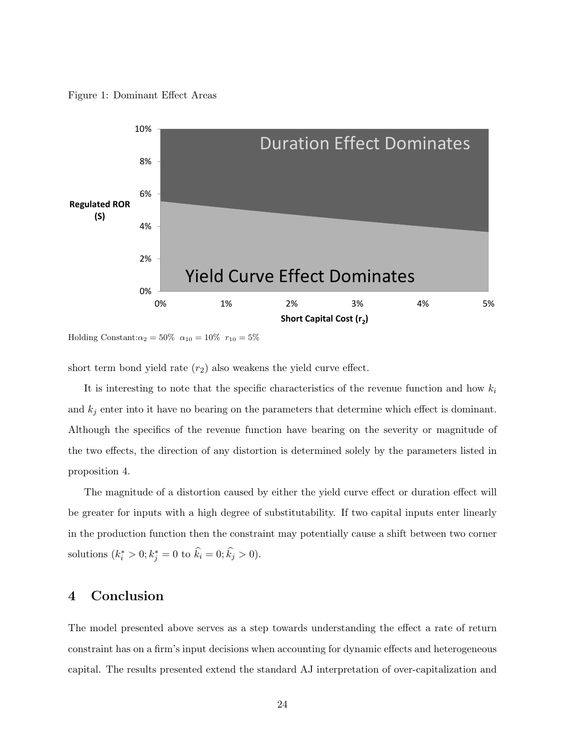Figure 1: Dominant Effect Areas

Holding Constant: $\alpha_2 = 50\%$ $\alpha_{10} = 10\%$ $r_{10} = 5\%$

short term bond yield rate ($r_2$) also weakens the yield curve effect.

It is interesting to note that the specific characteristics of the revenue function and how $k_i$ and $k_j$ enter into it have no bearing on the parameters that determine which effect is dominant. Although the specifics of the revenue function have bearing on the severity or magnitude of the two effects, the direction of any distortion is determined solely by the parameters listed in proposition 4.

The magnitude of a distortion caused by either the yield curve effect or duration effect will be greater for inputs with a high degree of substitutability. If two capital inputs enter linearly in the production function then the constraint may potentially cause a shift between two corner solutions ($k_i^* > 0; k_j^* = 0$ to $\widehat{k}_i = 0; \widehat{k}_j > 0$).

## 4 Conclusion

The model presented above serves as a step towards understanding the effect a rate of return constraint has on a firm's input decisions when accounting for dynamic effects and heterogeneous capital. The results presented extend the standard AJ interpretation of over-capitalization and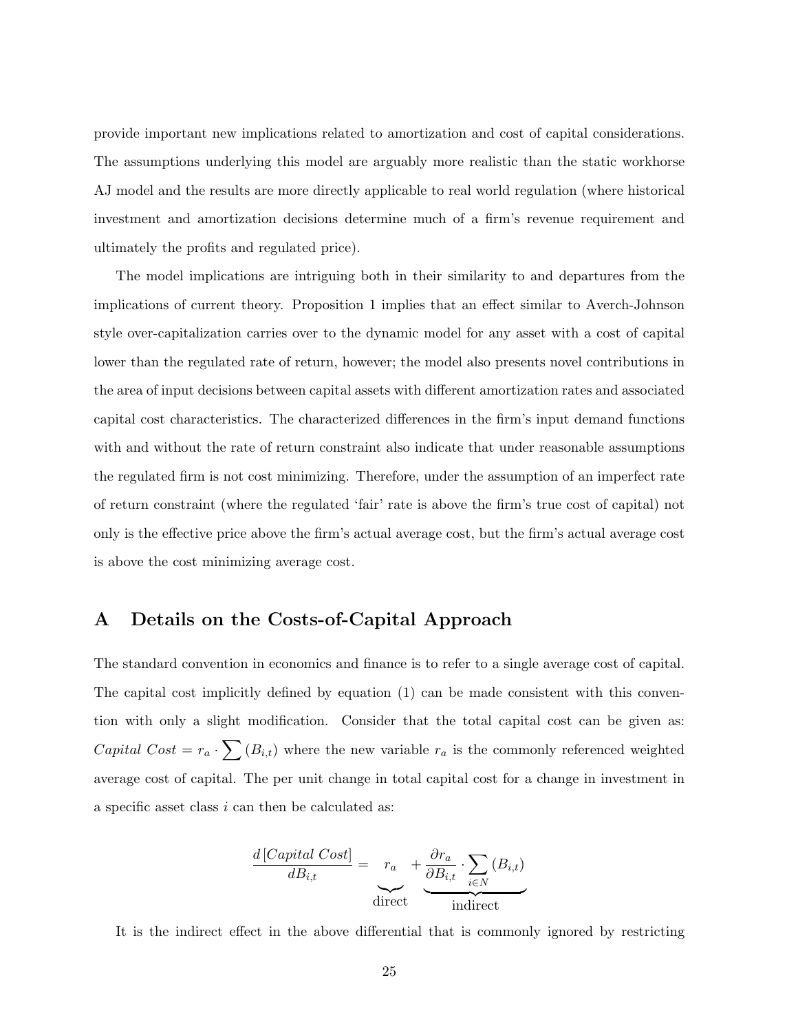provide important new implications related to amortization and cost of capital considerations. The assumptions underlying this model are arguably more realistic than the static workhorse AJ model and the results are more directly applicable to real world regulation (where historical investment and amortization decisions determine much of a firm's revenue requirement and ultimately the profits and regulated price).

The model implications are intriguing both in their similarity to and departures from the implications of current theory. Proposition 1 implies that an effect similar to Averch-Johnson style over-capitalization carries over to the dynamic model for any asset with a cost of capital lower than the regulated rate of return, however; the model also presents novel contributions in the area of input decisions between capital assets with different amortization rates and associated capital cost characteristics. The characterized differences in the firm's input demand functions with and without the rate of return constraint also indicate that under reasonable assumptions the regulated firm is not cost minimizing. Therefore, under the assumption of an imperfect rate of return constraint (where the regulated 'fair' rate is above the firm's true cost of capital) not only is the effective price above the firm's actual average cost, but the firm's actual average cost is above the cost minimizing average cost.

# A Details on the Costs-of-Capital Approach

The standard convention in economics and finance is to refer to a single average cost of capital. The capital cost implicitly defined by equation (1) can be made consistent with this convention with only a slight modification. Consider that the total capital cost can be given as: $Capital\ Cost = r_a \cdot \sum (B_{i,t})$ where the new variable $r_a$ is the commonly referenced weighted average cost of capital. The per unit change in total capital cost for a change in investment in a specific asset class $i$ can then be calculated as:

$$\frac{d\left[Capital\ Cost\right]}{dB_{i,t}} = \underbrace{r_a}_{\text{direct}} + \underbrace{\frac{\partial r_a}{\partial B_{i,t}} \cdot \sum_{i \in N} (B_{i,t})}_{\text{indirect}}$$

It is the indirect effect in the above differential that is commonly ignored by restricting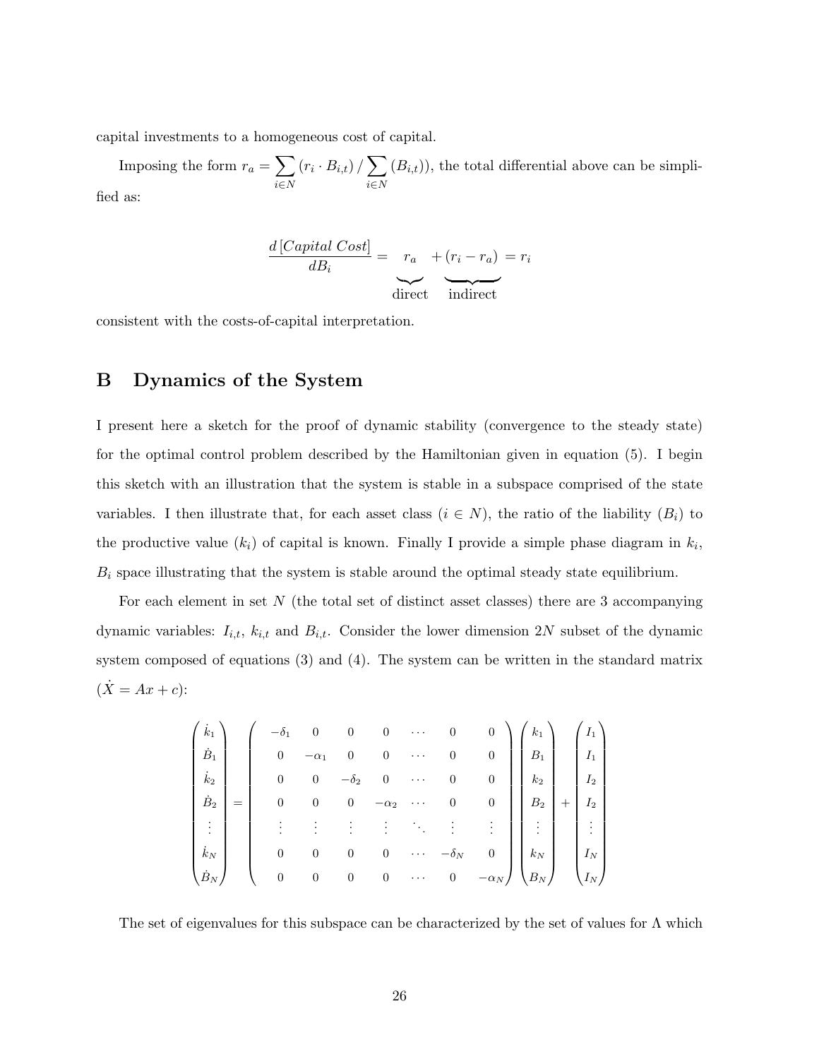capital investments to a homogeneous cost of capital.

Imposing the form $r_a = \sum_{i \in N} (r_i \cdot B_{i,t}) / \sum_{i \in N} (B_{i,t}))$, the total differential above can be simplified as:

$$\frac{d\,[Capital\ Cost]}{dB_i} = \underbrace{r_a}_{\text{direct}} + \underbrace{(r_i - r_a)}_{\text{indirect}} = r_i$$

consistent with the costs-of-capital interpretation.

# B Dynamics of the System

I present here a sketch for the proof of dynamic stability (convergence to the steady state) for the optimal control problem described by the Hamiltonian given in equation (5). I begin this sketch with an illustration that the system is stable in a subspace comprised of the state variables. I then illustrate that, for each asset class ($i \in N$), the ratio of the liability ($B_i$) to the productive value ($k_i$) of capital is known. Finally I provide a simple phase diagram in $k_i$, $B_i$ space illustrating that the system is stable around the optimal steady state equilibrium.

For each element in set $N$ (the total set of distinct asset classes) there are 3 accompanying dynamic variables: $I_{i,t}$, $k_{i,t}$ and $B_{i,t}$. Consider the lower dimension $2N$ subset of the dynamic system composed of equations (3) and (4). The system can be written in the standard matrix ($\dot{X} = Ax + c$):

$$\begin{pmatrix} \dot{k}_1 \\ \dot{B}_1 \\ \dot{k}_2 \\ \dot{B}_2 \\ \vdots \\ \dot{k}_N \\ \dot{B}_N \end{pmatrix} = \begin{pmatrix} -\delta_1 & 0 & 0 & 0 & \cdots & 0 & 0 \\ 0 & -\alpha_1 & 0 & 0 & \cdots & 0 & 0 \\ 0 & 0 & -\delta_2 & 0 & \cdots & 0 & 0 \\ 0 & 0 & 0 & -\alpha_2 & \cdots & 0 & 0 \\ \vdots & \vdots & \vdots & \vdots & \ddots & \vdots & \vdots \\ 0 & 0 & 0 & 0 & \cdots & -\delta_N & 0 \\ 0 & 0 & 0 & 0 & \cdots & 0 & -\alpha_N \end{pmatrix} \begin{pmatrix} k_1 \\ B_1 \\ k_2 \\ B_2 \\ \vdots \\ k_N \\ B_N \end{pmatrix} + \begin{pmatrix} I_1 \\ I_1 \\ I_2 \\ I_2 \\ \vdots \\ I_N \\ I_N \end{pmatrix}$$

The set of eigenvalues for this subspace can be characterized by the set of values for $\Lambda$ which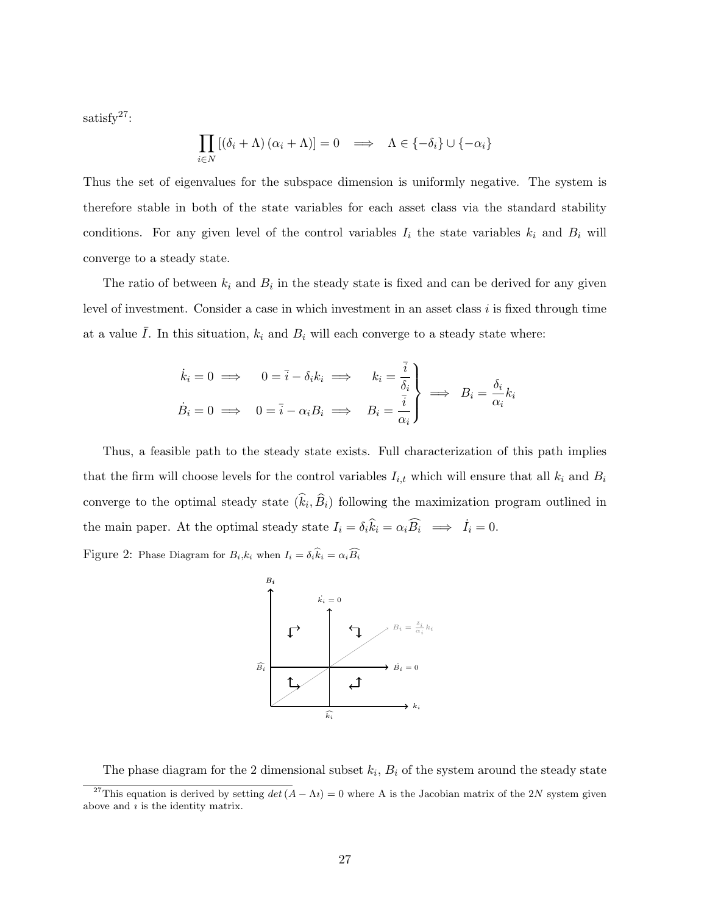satisfy[27]:

$$\prod_{i\in N}\left[(\delta_i+\Lambda)(\alpha_i+\Lambda)\right]=0 \implies \Lambda\in\{-\delta_i\}\cup\{-\alpha_i\}$$

Thus the set of eigenvalues for the subspace dimension is uniformly negative. The system is therefore stable in both of the state variables for each asset class via the standard stability conditions. For any given level of the control variables $I_i$ the state variables $k_i$ and $B_i$ will converge to a steady state.

The ratio of between $k_i$ and $B_i$ in the steady state is fixed and can be derived for any given level of investment. Consider a case in which investment in an asset class $i$ is fixed through time at a value $\bar{I}$. In this situation, $k_i$ and $B_i$ will each converge to a steady state where:

$$\left.\begin{aligned}\dot{k}_i=0 &\implies 0=\bar{i}-\delta_i k_i \implies k_i=\frac{\bar{i}}{\delta_i}\\ \dot{B}_i=0 &\implies 0=\bar{i}-\alpha_i B_i \implies B_i=\frac{\bar{i}}{\alpha_i}\end{aligned}\right\}\implies B_i=\frac{\delta_i}{\alpha_i}k_i$$

Thus, a feasible path to the steady state exists. Full characterization of this path implies that the firm will choose levels for the control variables $I_{i,t}$ which will ensure that all $k_i$ and $B_i$ converge to the optimal steady state $(\widehat{k}_i,\widehat{B}_i)$ following the maximization program outlined in the main paper. At the optimal steady state $I_i=\delta_i\widehat{k}_i=\alpha_i\widehat{B}_i \implies \dot{I}_i=0$.

Figure 2: Phase Diagram for $B_i$,$k_i$ when $I_i=\delta_i\widehat{k}_i=\alpha_i\widehat{B}_i$

The phase diagram for the 2 dimensional subset $k_i$, $B_i$ of the system around the steady state

[27] This equation is derived by setting $det\left(A-\Lambda\imath\right)=0$ where A is the Jacobian matrix of the $2N$ system given above and $\imath$ is the identity matrix.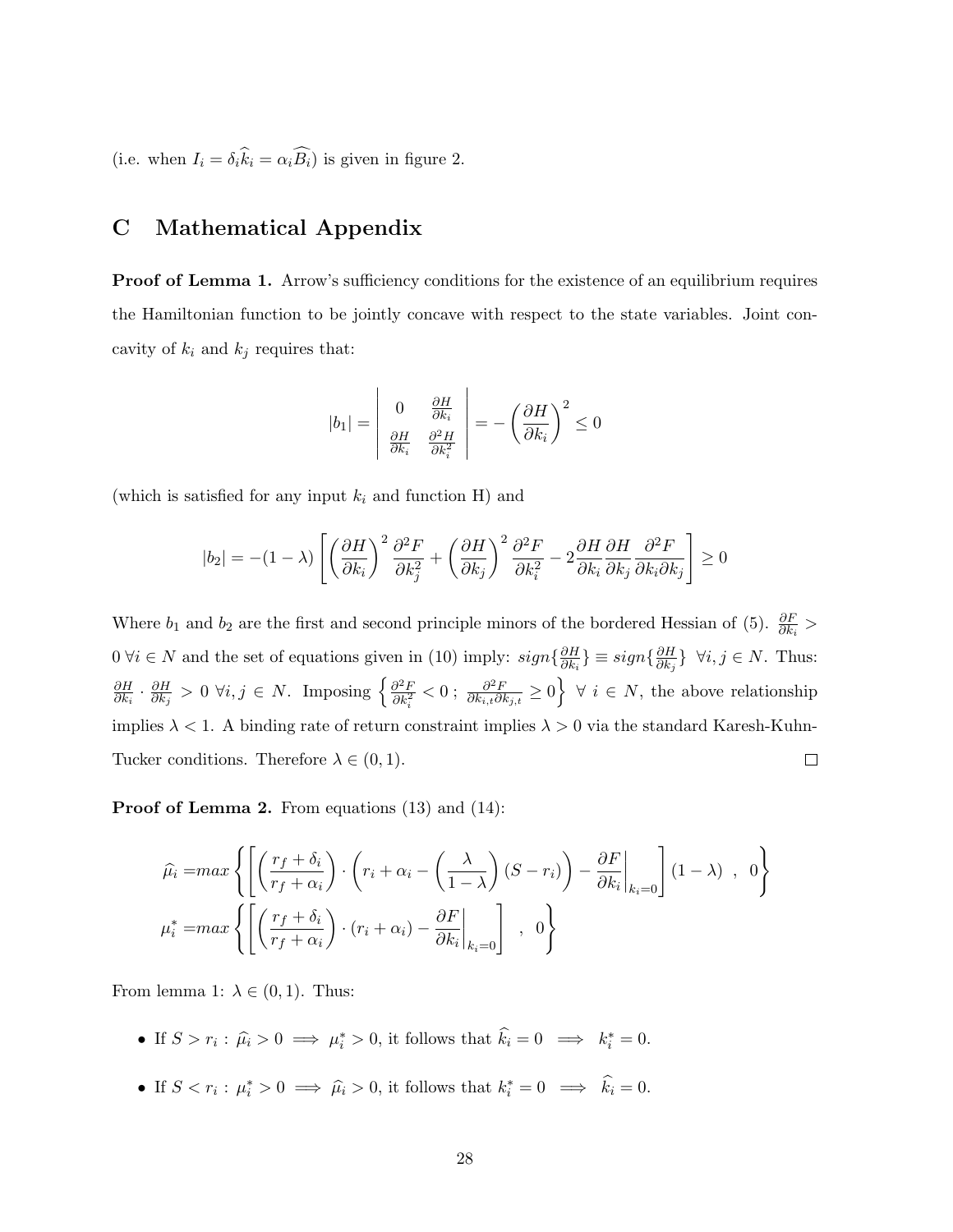(i.e. when $I_i = \delta_i \widehat{k}_i = \alpha_i \widehat{B_i}$) is given in figure 2.

## C Mathematical Appendix

**Proof of Lemma 1.** Arrow's sufficiency conditions for the existence of an equilibrium requires the Hamiltonian function to be jointly concave with respect to the state variables. Joint concavity of $k_i$ and $k_j$ requires that:

$$|b_1| = \begin{vmatrix} 0 & \frac{\partial H}{\partial k_i} \\ \frac{\partial H}{\partial k_i} & \frac{\partial^2 H}{\partial k_i^2} \end{vmatrix} = -\left(\frac{\partial H}{\partial k_i}\right)^2 \leq 0$$

(which is satisfied for any input $k_i$ and function H) and

$$|b_2| = -(1-\lambda)\left[\left(\frac{\partial H}{\partial k_i}\right)^2 \frac{\partial^2 F}{\partial k_j^2} + \left(\frac{\partial H}{\partial k_j}\right)^2 \frac{\partial^2 F}{\partial k_i^2} - 2\frac{\partial H}{\partial k_i}\frac{\partial H}{\partial k_j}\frac{\partial^2 F}{\partial k_i \partial k_j}\right] \geq 0$$

Where $b_1$ and $b_2$ are the first and second principle minors of the bordered Hessian of (5). $\frac{\partial F}{\partial k_i} > 0 \; \forall i \in N$ and the set of equations given in (10) imply: $sign\{\frac{\partial H}{\partial k_i}\} \equiv sign\{\frac{\partial H}{\partial k_j}\} \;\; \forall i, j \in N$. Thus: $\frac{\partial H}{\partial k_i} \cdot \frac{\partial H}{\partial k_j} > 0 \; \forall i, j \in N$. Imposing $\left\{\frac{\partial^2 F}{\partial k_i^2} < 0 \, ; \, \frac{\partial^2 F}{\partial k_{i,t} \partial k_{j,t}} \geq 0\right\} \; \forall \; i \in N$, the above relationship implies $\lambda < 1$. A binding rate of return constraint implies $\lambda > 0$ via the standard Karesh-Kuhn-Tucker conditions. Therefore $\lambda \in (0, 1)$. □

**Proof of Lemma 2.** From equations (13) and (14):

$$\widehat{\mu}_i = max\left\{\left[\left(\frac{r_f + \delta_i}{r_f + \alpha_i}\right) \cdot \left(r_i + \alpha_i - \left(\frac{\lambda}{1-\lambda}\right)(S - r_i)\right) - \left.\frac{\partial F}{\partial k_i}\right|_{k_i=0}\right](1-\lambda) \;\; , \;\; 0\right\}$$

$$\mu_i^* = max\left\{\left[\left(\frac{r_f + \delta_i}{r_f + \alpha_i}\right) \cdot (r_i + \alpha_i) - \left.\frac{\partial F}{\partial k_i}\right|_{k_i=0}\right] \;\; , \;\; 0\right\}$$

From lemma 1: $\lambda \in (0, 1)$. Thus:

- If $S > r_i : \widehat{\mu}_i > 0 \implies \mu_i^* > 0$, it follows that $\widehat{k}_i = 0 \implies k_i^* = 0$.
- If $S < r_i : \mu_i^* > 0 \implies \widehat{\mu}_i > 0$, it follows that $k_i^* = 0 \implies \widehat{k}_i = 0$.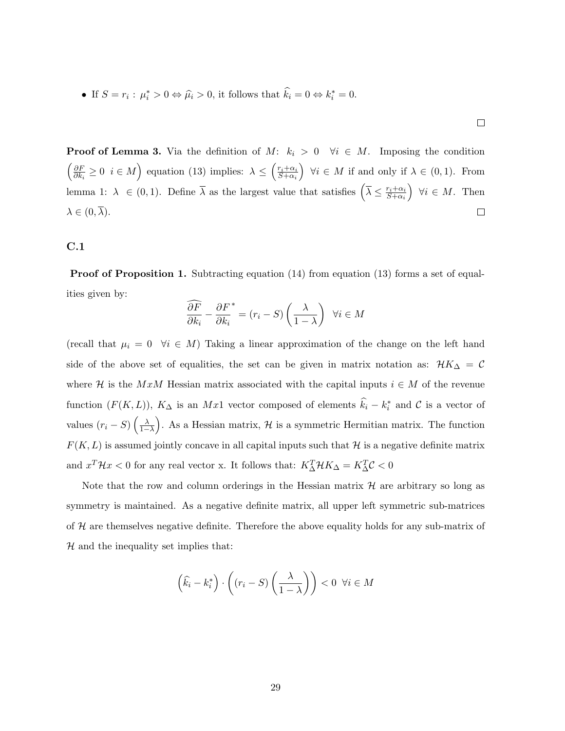- If $S = r_i$ : $\mu_i^* > 0 \Leftrightarrow \widehat{\mu}_i > 0$, it follows that $\widehat{k}_i = 0 \Leftrightarrow k_i^* = 0$.

$\square$

**Proof of Lemma 3.** Via the definition of $M$: $k_i > 0 \quad \forall i \in M$. Imposing the condition $\left(\frac{\partial F}{\partial k_i} \geq 0 \;\; i \in M\right)$ equation (13) implies: $\lambda \leq \left(\frac{r_i + \alpha_i}{S + \alpha_i}\right) \;\; \forall i \in M$ if and only if $\lambda \in (0, 1)$. From lemma 1: $\lambda \;\in (0, 1)$. Define $\overline{\lambda}$ as the largest value that satisfies $\left(\overline{\lambda} \leq \frac{r_i + \alpha_i}{S + \alpha_i}\right) \;\; \forall i \in M$. Then $\lambda \in (0, \overline{\lambda})$. $\square$

### C.1

**Proof of Proposition 1.** Subtracting equation (14) from equation (13) forms a set of equalities given by:

$$\frac{\widehat{\partial F}}{\partial k_i} - \frac{\partial F}{\partial k_i}^* = (r_i - S)\left(\frac{\lambda}{1 - \lambda}\right) \;\; \forall i \in M$$

(recall that $\mu_i = 0 \;\; \forall i \in M$) Taking a linear approximation of the change on the left hand side of the above set of equalities, the set can be given in matrix notation as: $\mathcal{H} K_\Delta = \mathcal{C}$ where $\mathcal{H}$ is the $MxM$ Hessian matrix associated with the capital inputs $i \in M$ of the revenue function $(F(K, L))$, $K_\Delta$ is an $Mx1$ vector composed of elements $\widehat{k}_i - k_i^*$ and $\mathcal{C}$ is a vector of values $(r_i - S)\left(\frac{\lambda}{1-\lambda}\right)$. As a Hessian matrix, $\mathcal{H}$ is a symmetric Hermitian matrix. The function $F(K, L)$ is assumed jointly concave in all capital inputs such that $\mathcal{H}$ is a negative definite matrix and $x^T \mathcal{H} x < 0$ for any real vector x. It follows that: $K_\Delta^T \mathcal{H} K_\Delta = K_\Delta^T \mathcal{C} < 0$

Note that the row and column orderings in the Hessian matrix $\mathcal{H}$ are arbitrary so long as symmetry is maintained. As a negative definite matrix, all upper left symmetric sub-matrices of $\mathcal{H}$ are themselves negative definite. Therefore the above equality holds for any sub-matrix of $\mathcal{H}$ and the inequality set implies that:

$$\left(\widehat{k}_i - k_i^*\right) \cdot \left((r_i - S)\left(\frac{\lambda}{1 - \lambda}\right)\right) < 0 \;\; \forall i \in M$$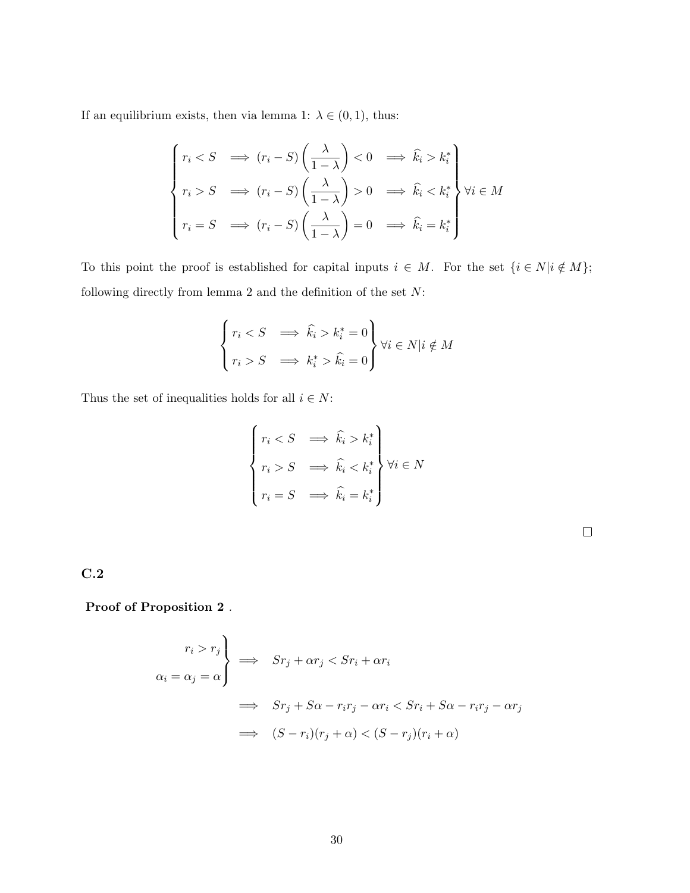If an equilibrium exists, then via lemma 1: $\lambda \in (0,1)$, thus:

$$
\left.\begin{cases}
r_i < S & \implies (r_i - S)\left(\dfrac{\lambda}{1-\lambda}\right) < 0 \implies \widehat{k_i} > k_i^* \\[2ex]
r_i > S & \implies (r_i - S)\left(\dfrac{\lambda}{1-\lambda}\right) > 0 \implies \widehat{k_i} < k_i^* \\[2ex]
r_i = S & \implies (r_i - S)\left(\dfrac{\lambda}{1-\lambda}\right) = 0 \implies \widehat{k_i} = k_i^*
\end{cases}\right\} \forall i \in M
$$

To this point the proof is established for capital inputs $i \in M$. For the set $\{i \in N | i \notin M\}$; following directly from lemma 2 and the definition of the set $N$:

$$
\left.\begin{cases}
r_i < S & \implies \widehat{k_i} > k_i^* = 0 \\[1ex]
r_i > S & \implies k_i^* > \widehat{k_i} = 0
\end{cases}\right\} \forall i \in N | i \notin M
$$

Thus the set of inequalities holds for all $i \in N$:

$$
\left.\begin{cases}
r_i < S & \implies \widehat{k_i} > k_i^* \\[1ex]
r_i > S & \implies \widehat{k_i} < k_i^* \\[1ex]
r_i = S & \implies \widehat{k_i} = k_i^*
\end{cases}\right\} \forall i \in N
$$

□

## C.2

**Proof of Proposition 2** .

$$
\left.\begin{matrix} r_i > r_j \\ \alpha_i = \alpha_j = \alpha \end{matrix}\right\} \implies Sr_j + \alpha r_j < Sr_i + \alpha r_i
$$

$$
\implies Sr_j + S\alpha - r_i r_j - \alpha r_i < Sr_i + S\alpha - r_i r_j - \alpha r_j
$$

$$
\implies (S - r_i)(r_j + \alpha) < (S - r_j)(r_i + \alpha)
$$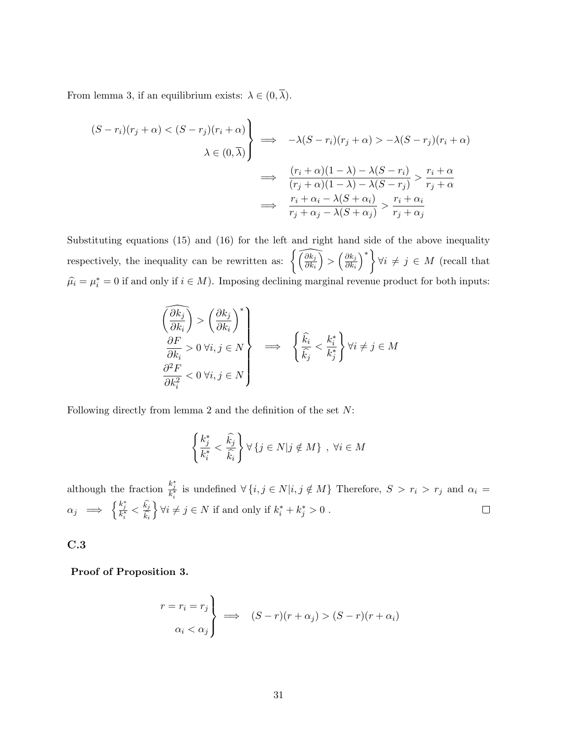From lemma 3, if an equilibrium exists: $\lambda \in (0, \overline{\lambda})$.

$$
\left.\begin{aligned}
(S - r_i)(r_j + \alpha) < (S - r_j)(r_i + \alpha) \\
\lambda \in (0, \overline{\lambda})
\end{aligned}\right\} \implies -\lambda(S - r_i)(r_j + \alpha) > -\lambda(S - r_j)(r_i + \alpha)
$$

$$
\implies \frac{(r_i + \alpha)(1 - \lambda) - \lambda(S - r_i)}{(r_j + \alpha)(1 - \lambda) - \lambda(S - r_j)} > \frac{r_i + \alpha}{r_j + \alpha}
$$

$$
\implies \frac{r_i + \alpha_i - \lambda(S + \alpha_i)}{r_j + \alpha_j - \lambda(S + \alpha_j)} > \frac{r_i + \alpha_i}{r_j + \alpha_j}
$$

Substituting equations (15) and (16) for the left and right hand side of the above inequality respectively, the inequality can be rewritten as: $\left\{ \widehat{\left(\frac{\partial k_j}{\partial k_i}\right)} > \left(\frac{\partial k_j}{\partial k_i}\right)^* \right\} \forall i \neq j \in M$ (recall that $\widehat{\mu_i} = \mu_i^* = 0$ if and only if $i \in M$). Imposing declining marginal revenue product for both inputs:

$$
\left.\begin{aligned}
\widehat{\left(\frac{\partial k_j}{\partial k_i}\right)} > \left(\frac{\partial k_j}{\partial k_i}\right)^* \\
\frac{\partial F}{\partial k_i} > 0 \; \forall i, j \in N \\
\frac{\partial^2 F}{\partial k_i^2} < 0 \; \forall i, j \in N
\end{aligned}\right\} \implies \left\{ \frac{\widehat{k_i}}{\widehat{k_j}} < \frac{k_i^*}{k_j^*} \right\} \forall i \neq j \in M
$$

Following directly from lemma 2 and the definition of the set $N$:

$$
\left\{ \frac{k_j^*}{k_i^*} < \frac{\widehat{k_j}}{\widehat{k_i}} \right\} \forall \{ j \in N | j \notin M \} \; , \; \forall i \in M
$$

although the fraction $\frac{k_j^*}{k_i^*}$ is undefined $\forall \{ i, j \in N | i, j \notin M \}$ Therefore, $S > r_i > r_j$ and $\alpha_i = \alpha_j \implies \left\{ \frac{k_j^*}{k_i^*} < \frac{\widehat{k_j}}{\widehat{k_i}} \right\} \forall i \neq j \in N$ if and only if $k_i^* + k_j^* > 0$ . □

### C.3

**Proof of Proposition 3.**

$$
\left.\begin{aligned}
r = r_i = r_j \\
\alpha_i < \alpha_j
\end{aligned}\right\} \implies (S - r)(r + \alpha_j) > (S - r)(r + \alpha_i)
$$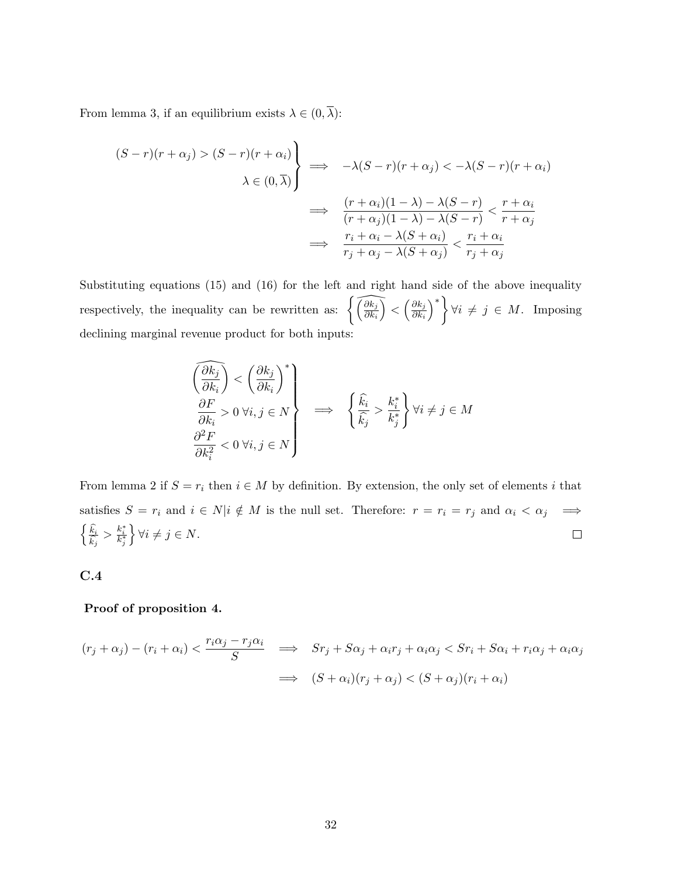From lemma 3, if an equilibrium exists $\lambda \in (0, \overline{\lambda})$:

$$
\left.\begin{aligned}(S-r)(r+\alpha_j) > (S-r)(r+\alpha_i)\\ \lambda \in (0,\overline{\lambda})\end{aligned}\right\} \implies -\lambda(S-r)(r+\alpha_j) < -\lambda(S-r)(r+\alpha_i)
$$

$$
\implies \frac{(r+\alpha_i)(1-\lambda)-\lambda(S-r)}{(r+\alpha_j)(1-\lambda)-\lambda(S-r)} < \frac{r+\alpha_i}{r+\alpha_j}
$$

$$
\implies \frac{r_i+\alpha_i-\lambda(S+\alpha_i)}{r_j+\alpha_j-\lambda(S+\alpha_j)} < \frac{r_i+\alpha_i}{r_j+\alpha_j}
$$

Substituting equations (15) and (16) for the left and right hand side of the above inequality respectively, the inequality can be rewritten as: $\left\{ \widehat{\left(\frac{\partial k_j}{\partial k_i}\right)} < \left(\frac{\partial k_j}{\partial k_i}\right)^* \right\} \forall i \neq j \in M$. Imposing declining marginal revenue product for both inputs:

$$
\left.\begin{aligned}\widehat{\left(\frac{\partial k_j}{\partial k_i}\right)} < \left(\frac{\partial k_j}{\partial k_i}\right)^*\\ \frac{\partial F}{\partial k_i} > 0 \;\forall i,j \in N\\ \frac{\partial^2 F}{\partial k_i^2} < 0 \;\forall i,j \in N\end{aligned}\right\} \implies \left\{ \frac{\widehat{k}_i}{\widehat{k}_j} > \frac{k_i^*}{k_j^*} \right\} \forall i \neq j \in M
$$

From lemma 2 if $S = r_i$ then $i \in M$ by definition. By extension, the only set of elements $i$ that satisfies $S = r_i$ and $i \in N | i \notin M$ is the null set. Therefore: $r = r_i = r_j$ and $\alpha_i < \alpha_j \implies \left\{ \frac{\widehat{k}_i}{\widehat{k}_j} > \frac{k_i^*}{k_j^*} \right\} \forall i \neq j \in N$. □

### C.4

**Proof of proposition 4.**

$$
(r_j+\alpha_j)-(r_i+\alpha_i) < \frac{r_i\alpha_j - r_j\alpha_i}{S} \implies Sr_j + S\alpha_j + \alpha_i r_j + \alpha_i\alpha_j < Sr_i + S\alpha_i + r_i\alpha_j + \alpha_i\alpha_j
$$

$$
\implies (S+\alpha_i)(r_j+\alpha_j) < (S+\alpha_j)(r_i+\alpha_i)
$$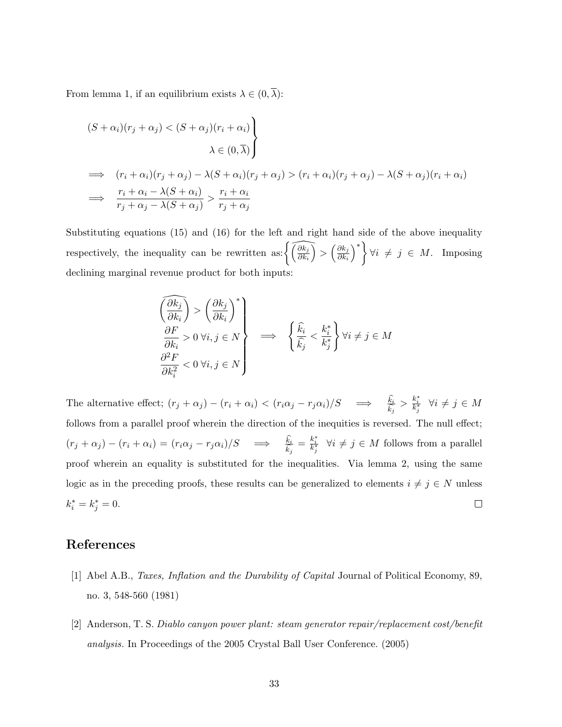From lemma 1, if an equilibrium exists $\lambda \in (0, \overline{\lambda})$:

$$\left.\begin{aligned} (S+\alpha_i)(r_j+\alpha_j) < (S+\alpha_j)(r_i+\alpha_i) \\ \lambda \in (0,\overline{\lambda}) \end{aligned}\right\}$$

$$\implies \quad (r_i+\alpha_i)(r_j+\alpha_j) - \lambda(S+\alpha_i)(r_j+\alpha_j) > (r_i+\alpha_i)(r_j+\alpha_j) - \lambda(S+\alpha_j)(r_i+\alpha_i)$$

$$\implies \quad \frac{r_i+\alpha_i-\lambda(S+\alpha_i)}{r_j+\alpha_j-\lambda(S+\alpha_j)} > \frac{r_i+\alpha_i}{r_j+\alpha_j}$$

Substituting equations (15) and (16) for the left and right hand side of the above inequality respectively, the inequality can be rewritten as: $\left\{ \widehat{\left(\frac{\partial k_j}{\partial k_i}\right)} > \left(\frac{\partial k_j}{\partial k_i}\right)^* \right\} \forall i \neq j \in M$. Imposing declining marginal revenue product for both inputs:

$$\left.\begin{aligned} \widehat{\left(\frac{\partial k_j}{\partial k_i}\right)} > \left(\frac{\partial k_j}{\partial k_i}\right)^* \\ \frac{\partial F}{\partial k_i} > 0 \; \forall i,j \in N \\ \frac{\partial^2 F}{\partial k_i^2} < 0 \; \forall i,j \in N \end{aligned}\right\} \quad \implies \quad \left\{ \frac{\widehat{k}_i}{\widehat{k}_j} < \frac{k_i^*}{k_j^*} \right\} \forall i \neq j \in M$$

The alternative effect; $(r_j+\alpha_j)-(r_i+\alpha_i) < (r_i\alpha_j - r_j\alpha_i)/S \quad \implies \quad \frac{\widehat{k}_i}{\widehat{k}_j} > \frac{k_i^*}{k_j^*} \;\; \forall i \neq j \in M$ follows from a parallel proof wherein the direction of the inequities is reversed. The null effect; $(r_j+\alpha_j)-(r_i+\alpha_i) = (r_i\alpha_j - r_j\alpha_i)/S \quad \implies \quad \frac{\widehat{k}_i}{\widehat{k}_j} = \frac{k_i^*}{k_j^*} \;\; \forall i \neq j \in M$ follows from a parallel proof wherein an equality is substituted for the inequalities. Via lemma 2, using the same logic as in the preceding proofs, these results can be generalized to elements $i \neq j \in N$ unless $k_i^* = k_j^* = 0$. □

# References

[1] Abel A.B., *Taxes, Inflation and the Durability of Capital* Journal of Political Economy, 89, no. 3, 548-560 (1981)

[2] Anderson, T. S. *Diablo canyon power plant: steam generator repair/replacement cost/benefit analysis.* In Proceedings of the 2005 Crystal Ball User Conference. (2005)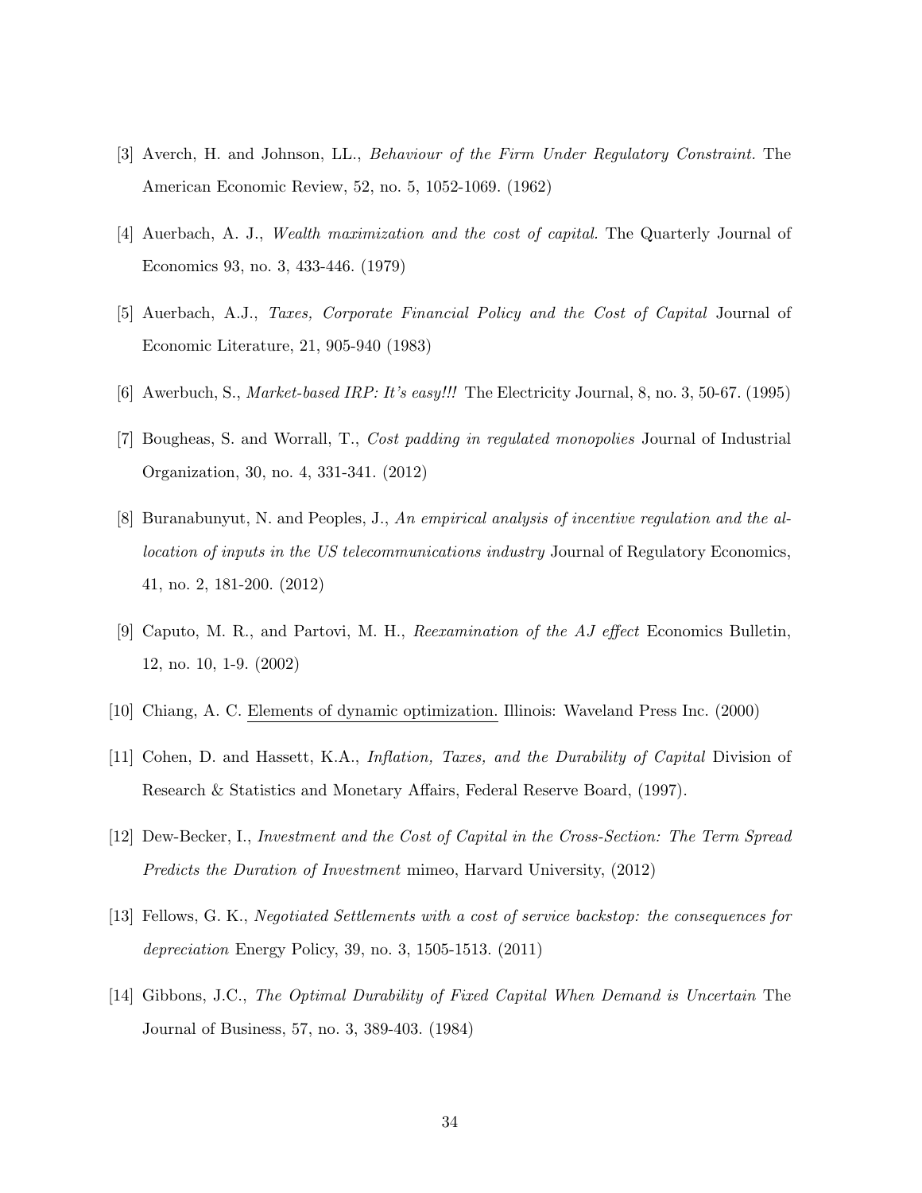[3] Averch, H. and Johnson, LL., *Behaviour of the Firm Under Regulatory Constraint.* The American Economic Review, 52, no. 5, 1052-1069. (1962)

[4] Auerbach, A. J., *Wealth maximization and the cost of capital.* The Quarterly Journal of Economics 93, no. 3, 433-446. (1979)

[5] Auerbach, A.J., *Taxes, Corporate Financial Policy and the Cost of Capital* Journal of Economic Literature, 21, 905-940 (1983)

[6] Awerbuch, S., *Market-based IRP: It's easy!!!* The Electricity Journal, 8, no. 3, 50-67. (1995)

[7] Bougheas, S. and Worrall, T., *Cost padding in regulated monopolies* Journal of Industrial Organization, 30, no. 4, 331-341. (2012)

[8] Buranabunyut, N. and Peoples, J., *An empirical analysis of incentive regulation and the allocation of inputs in the US telecommunications industry* Journal of Regulatory Economics, 41, no. 2, 181-200. (2012)

[9] Caputo, M. R., and Partovi, M. H., *Reexamination of the AJ effect* Economics Bulletin, 12, no. 10, 1-9. (2002)

[10] Chiang, A. C. Elements of dynamic optimization. Illinois: Waveland Press Inc. (2000)

[11] Cohen, D. and Hassett, K.A., *Inflation, Taxes, and the Durability of Capital* Division of Research & Statistics and Monetary Affairs, Federal Reserve Board, (1997).

[12] Dew-Becker, I., *Investment and the Cost of Capital in the Cross-Section: The Term Spread Predicts the Duration of Investment* mimeo, Harvard University, (2012)

[13] Fellows, G. K., *Negotiated Settlements with a cost of service backstop: the consequences for depreciation* Energy Policy, 39, no. 3, 1505-1513. (2011)

[14] Gibbons, J.C., *The Optimal Durability of Fixed Capital When Demand is Uncertain* The Journal of Business, 57, no. 3, 389-403. (1984)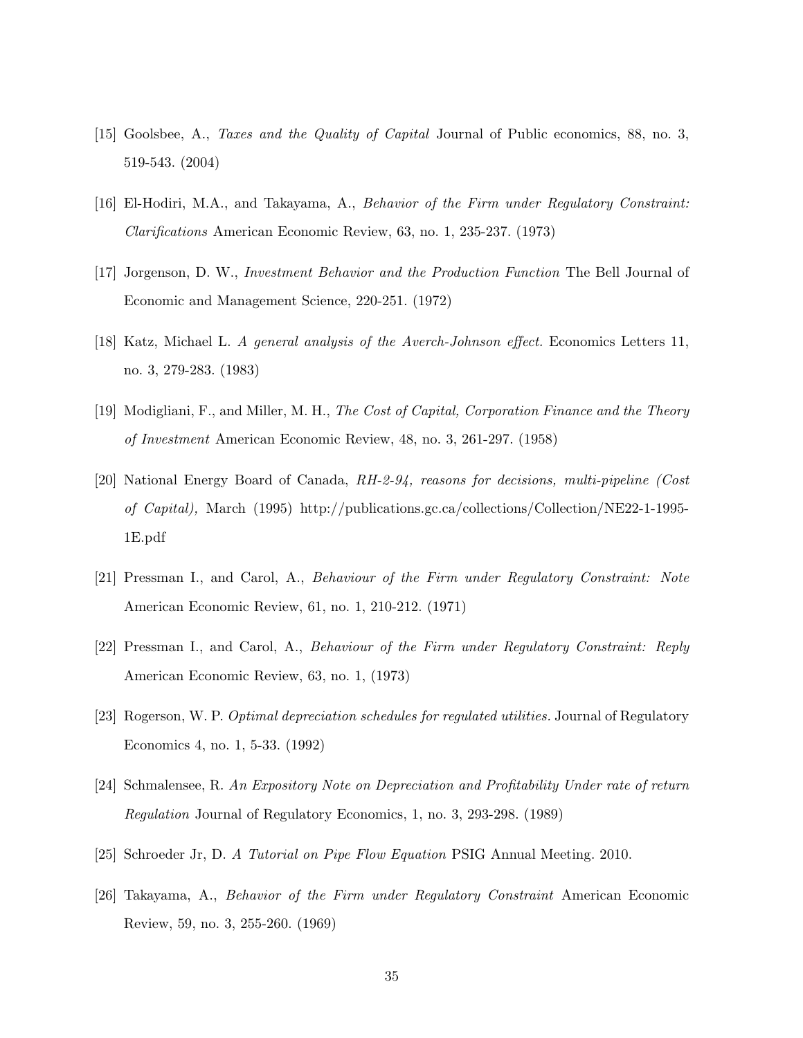[15] Goolsbee, A., *Taxes and the Quality of Capital* Journal of Public economics, 88, no. 3, 519-543. (2004)

[16] El-Hodiri, M.A., and Takayama, A., *Behavior of the Firm under Regulatory Constraint: Clarifications* American Economic Review, 63, no. 1, 235-237. (1973)

[17] Jorgenson, D. W., *Investment Behavior and the Production Function* The Bell Journal of Economic and Management Science, 220-251. (1972)

[18] Katz, Michael L. *A general analysis of the Averch-Johnson effect.* Economics Letters 11, no. 3, 279-283. (1983)

[19] Modigliani, F., and Miller, M. H., *The Cost of Capital, Corporation Finance and the Theory of Investment* American Economic Review, 48, no. 3, 261-297. (1958)

[20] National Energy Board of Canada, *RH-2-94, reasons for decisions, multi-pipeline (Cost of Capital),* March (1995) http://publications.gc.ca/collections/Collection/NE22-1-1995-1E.pdf

[21] Pressman I., and Carol, A., *Behaviour of the Firm under Regulatory Constraint: Note* American Economic Review, 61, no. 1, 210-212. (1971)

[22] Pressman I., and Carol, A., *Behaviour of the Firm under Regulatory Constraint: Reply* American Economic Review, 63, no. 1, (1973)

[23] Rogerson, W. P. *Optimal depreciation schedules for regulated utilities.* Journal of Regulatory Economics 4, no. 1, 5-33. (1992)

[24] Schmalensee, R. *An Expository Note on Depreciation and Profitability Under rate of return Regulation* Journal of Regulatory Economics, 1, no. 3, 293-298. (1989)

[25] Schroeder Jr, D. *A Tutorial on Pipe Flow Equation* PSIG Annual Meeting. 2010.

[26] Takayama, A., *Behavior of the Firm under Regulatory Constraint* American Economic Review, 59, no. 3, 255-260. (1969)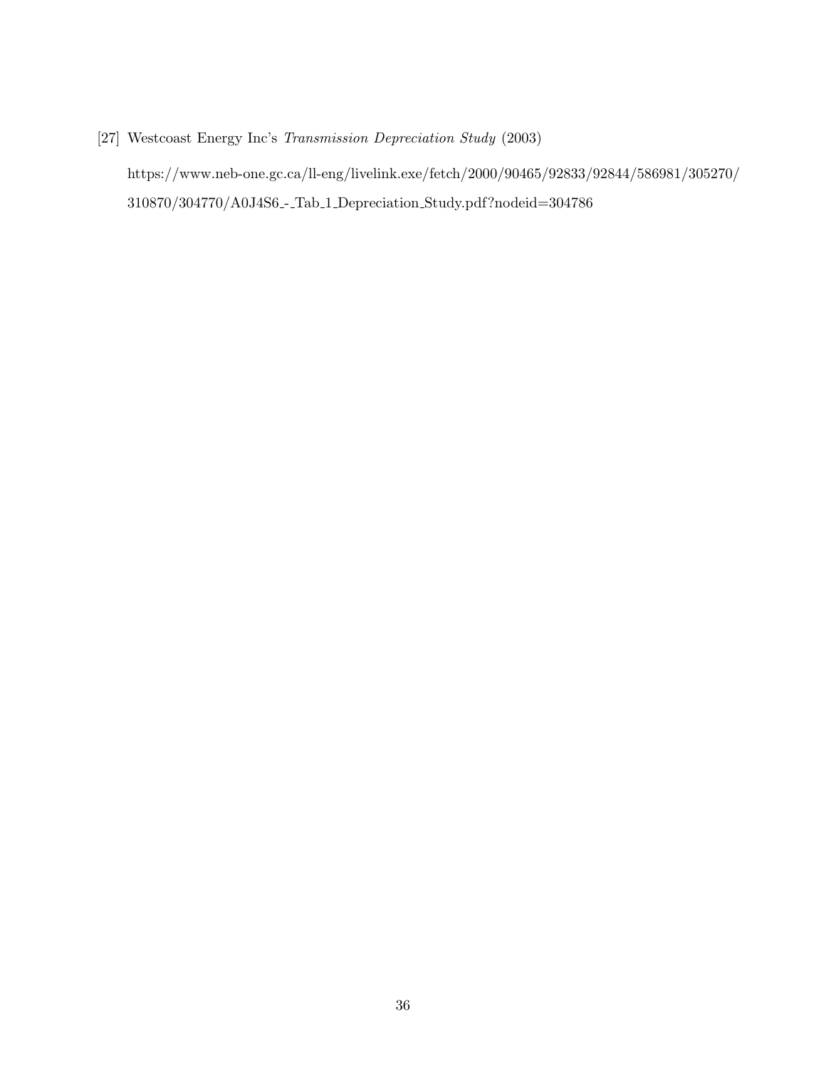[27] Westcoast Energy Inc's *Transmission Depreciation Study* (2003)

https://www.neb-one.gc.ca/ll-eng/livelink.exe/fetch/2000/90465/92833/92844/586981/305270/310870/304770/A0J4S6_-_Tab_1_Depreciation_Study.pdf?nodeid=304786